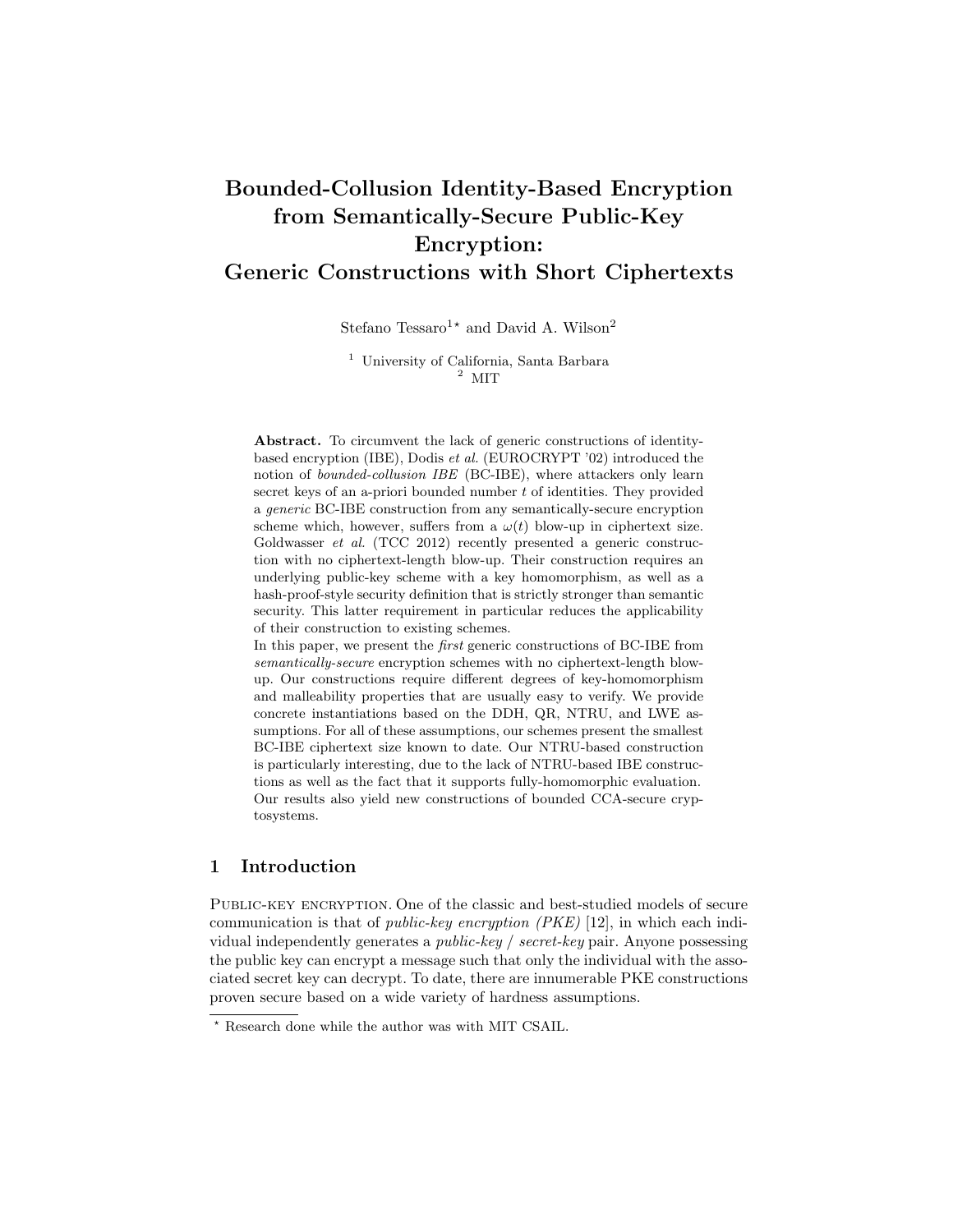# Bounded-Collusion Identity-Based Encryption from Semantically-Secure Public-Key Encryption: Generic Constructions with Short Ciphertexts

Stefano Tessaro[1⋆] and David A. Wilson[2]

[1] University of California, Santa Barbara
[2] MIT

**Abstract.** To circumvent the lack of generic constructions of identity-based encryption (IBE), Dodis *et al.* (EUROCRYPT '02) introduced the notion of *bounded-collusion IBE* (BC-IBE), where attackers only learn secret keys of an a-priori bounded number $t$ of identities. They provided a *generic* BC-IBE construction from any semantically-secure encryption scheme which, however, suffers from a $\omega(t)$ blow-up in ciphertext size. Goldwasser *et al.* (TCC 2012) recently presented a generic construction with no ciphertext-length blow-up. Their construction requires an underlying public-key scheme with a key homomorphism, as well as a hash-proof-style security definition that is strictly stronger than semantic security. This latter requirement in particular reduces the applicability of their construction to existing schemes.

In this paper, we present the *first* generic constructions of BC-IBE from *semantically-secure* encryption schemes with no ciphertext-length blow-up. Our constructions require different degrees of key-homomorphism and malleability properties that are usually easy to verify. We provide concrete instantiations based on the DDH, QR, NTRU, and LWE assumptions. For all of these assumptions, our schemes present the smallest BC-IBE ciphertext size known to date. Our NTRU-based construction is particularly interesting, due to the lack of NTRU-based IBE constructions as well as the fact that it supports fully-homomorphic evaluation. Our results also yield new constructions of bounded CCA-secure cryptosystems.

## 1 Introduction

Public-key encryption. One of the classic and best-studied models of secure communication is that of *public-key encryption (PKE)* [12], in which each individual independently generates a *public-key / secret-key* pair. Anyone possessing the public key can encrypt a message such that only the individual with the associated secret key can decrypt. To date, there are innumerable PKE constructions proven secure based on a wide variety of hardness assumptions.

⋆ Research done while the author was with MIT CSAIL.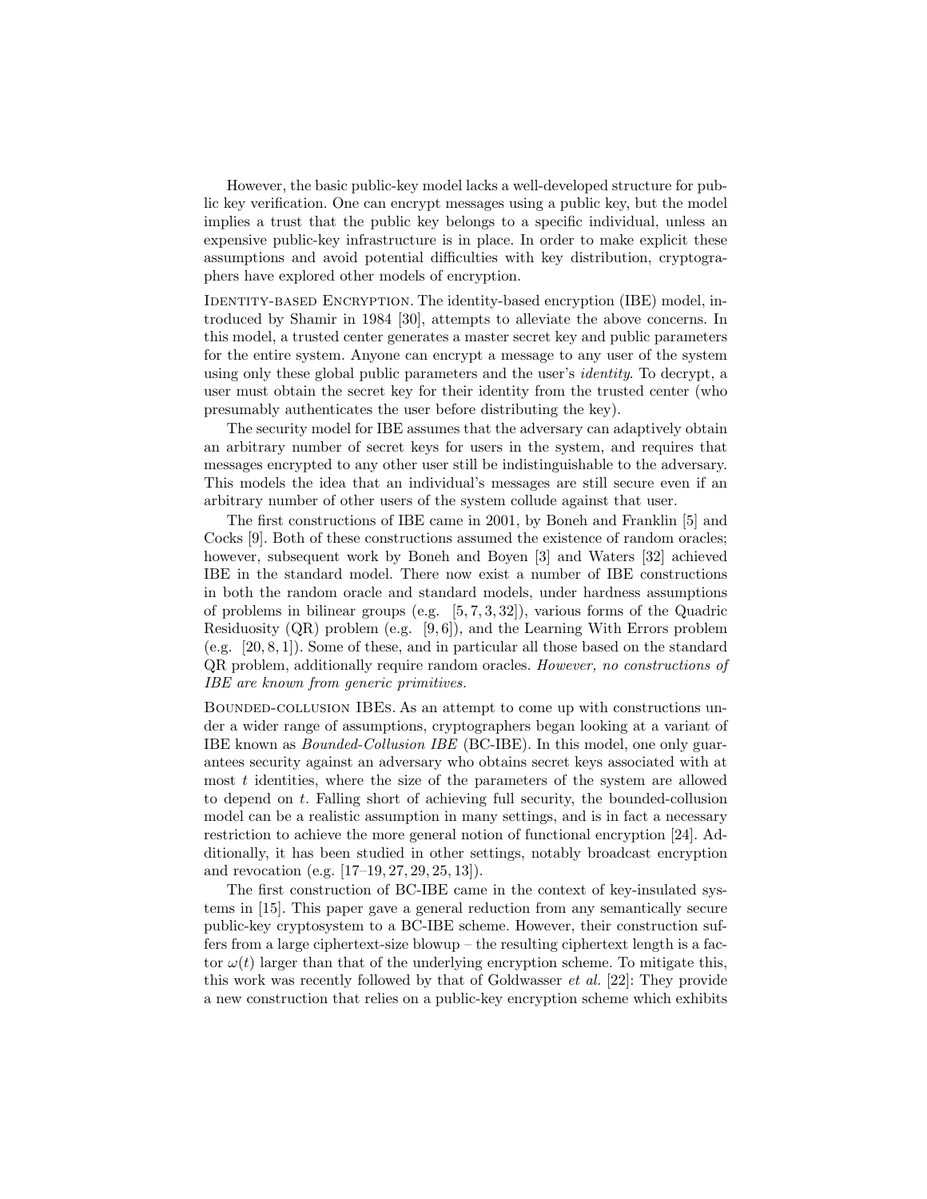However, the basic public-key model lacks a well-developed structure for public key verification. One can encrypt messages using a public key, but the model implies a trust that the public key belongs to a specific individual, unless an expensive public-key infrastructure is in place. In order to make explicit these assumptions and avoid potential difficulties with key distribution, cryptographers have explored other models of encryption.

Identity-based Encryption. The identity-based encryption (IBE) model, introduced by Shamir in 1984 [30], attempts to alleviate the above concerns. In this model, a trusted center generates a master secret key and public parameters for the entire system. Anyone can encrypt a message to any user of the system using only these global public parameters and the user's *identity*. To decrypt, a user must obtain the secret key for their identity from the trusted center (who presumably authenticates the user before distributing the key).

The security model for IBE assumes that the adversary can adaptively obtain an arbitrary number of secret keys for users in the system, and requires that messages encrypted to any other user still be indistinguishable to the adversary. This models the idea that an individual's messages are still secure even if an arbitrary number of other users of the system collude against that user.

The first constructions of IBE came in 2001, by Boneh and Franklin [5] and Cocks [9]. Both of these constructions assumed the existence of random oracles; however, subsequent work by Boneh and Boyen [3] and Waters [32] achieved IBE in the standard model. There now exist a number of IBE constructions in both the random oracle and standard models, under hardness assumptions of problems in bilinear groups (e.g. [5, 7, 3, 32]), various forms of the Quadric Residuosity (QR) problem (e.g. [9, 6]), and the Learning With Errors problem (e.g. [20, 8, 1]). Some of these, and in particular all those based on the standard QR problem, additionally require random oracles. *However, no constructions of IBE are known from generic primitives.*

Bounded-collusion IBEs. As an attempt to come up with constructions under a wider range of assumptions, cryptographers began looking at a variant of IBE known as *Bounded-Collusion IBE* (BC-IBE). In this model, one only guarantees security against an adversary who obtains secret keys associated with at most $t$ identities, where the size of the parameters of the system are allowed to depend on $t$. Falling short of achieving full security, the bounded-collusion model can be a realistic assumption in many settings, and is in fact a necessary restriction to achieve the more general notion of functional encryption [24]. Additionally, it has been studied in other settings, notably broadcast encryption and revocation (e.g. [17–19, 27, 29, 25, 13]).

The first construction of BC-IBE came in the context of key-insulated systems in [15]. This paper gave a general reduction from any semantically secure public-key cryptosystem to a BC-IBE scheme. However, their construction suffers from a large ciphertext-size blowup – the resulting ciphertext length is a factor $\omega(t)$ larger than that of the underlying encryption scheme. To mitigate this, this work was recently followed by that of Goldwasser *et al.* [22]: They provide a new construction that relies on a public-key encryption scheme which exhibits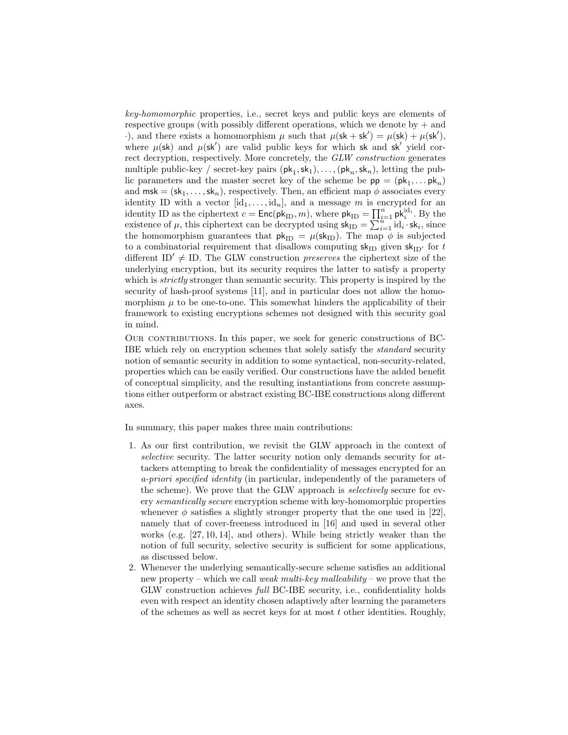*key-homomorphic* properties, i.e., secret keys and public keys are elements of respective groups (with possibly different operations, which we denote by + and ·), and there exists a homomorphism $\mu$ such that $\mu(\mathsf{sk} + \mathsf{sk}') = \mu(\mathsf{sk}) + \mu(\mathsf{sk}')$, where $\mu(\mathsf{sk})$ and $\mu(\mathsf{sk}')$ are valid public keys for which $\mathsf{sk}$ and $\mathsf{sk}'$ yield correct decryption, respectively. More concretely, the *GLW construction* generates multiple public-key / secret-key pairs $(\mathsf{pk}_1, \mathsf{sk}_1), \ldots, (\mathsf{pk}_n, \mathsf{sk}_n)$, letting the public parameters and the master secret key of the scheme be $\mathsf{pp} = (\mathsf{pk}_1, \ldots \mathsf{pk}_n)$ and $\mathsf{msk} = (\mathsf{sk}_1, \ldots, \mathsf{sk}_n)$, respectively. Then, an efficient map $\phi$ associates every identity ID with a vector $[\mathrm{id}_1, \ldots, \mathrm{id}_n]$, and a message $m$ is encrypted for an identity ID as the ciphertext $c = \mathsf{Enc}(\mathsf{pk}_{\mathrm{ID}}, m)$, where $\mathsf{pk}_{\mathrm{ID}} = \prod_{i=1}^{n} \mathsf{pk}_i^{\mathrm{id}_i}$. By the existence of $\mu$, this ciphertext can be decrypted using $\mathsf{sk}_{\mathrm{ID}} = \sum_{i=1}^{n} \mathrm{id}_i \cdot \mathsf{sk}_i$, since the homomorphism guarantees that $\mathsf{pk}_{\mathrm{ID}} = \mu(\mathsf{sk}_{\mathrm{ID}})$. The map $\phi$ is subjected to a combinatorial requirement that disallows computing $\mathsf{sk}_{\mathrm{ID}}$ given $\mathsf{sk}_{\mathrm{ID}'}$ for $t$ different $\mathrm{ID}' \neq \mathrm{ID}$. The GLW construction *preserves* the ciphertext size of the underlying encryption, but its security requires the latter to satisfy a property which is *strictly* stronger than semantic security. This property is inspired by the security of hash-proof systems [11], and in particular does not allow the homomorphism $\mu$ to be one-to-one. This somewhat hinders the applicability of their framework to existing encryptions schemes not designed with this security goal in mind.

Our contributions. In this paper, we seek for generic constructions of BC-IBE which rely on encryption schemes that solely satisfy the *standard* security notion of semantic security in addition to some syntactical, non-security-related, properties which can be easily verified. Our constructions have the added benefit of conceptual simplicity, and the resulting instantiations from concrete assumptions either outperform or abstract existing BC-IBE constructions along different axes.

In summary, this paper makes three main contributions:

1. As our first contribution, we revisit the GLW approach in the context of *selective* security. The latter security notion only demands security for attackers attempting to break the confidentiality of messages encrypted for an *a-priori specified identity* (in particular, independently of the parameters of the scheme). We prove that the GLW approach is *selectively* secure for every *semantically secure* encryption scheme with key-homomorphic properties whenever $\phi$ satisfies a slightly stronger property that the one used in [22], namely that of cover-freeness introduced in [16] and used in several other works (e.g. [27, 10, 14], and others). While being strictly weaker than the notion of full security, selective security is sufficient for some applications, as discussed below.
2. Whenever the underlying semantically-secure scheme satisfies an additional new property – which we call *weak multi-key malleability* – we prove that the GLW construction achieves *full* BC-IBE security, i.e., confidentiality holds even with respect an identity chosen adaptively after learning the parameters of the schemes as well as secret keys for at most $t$ other identities. Roughly,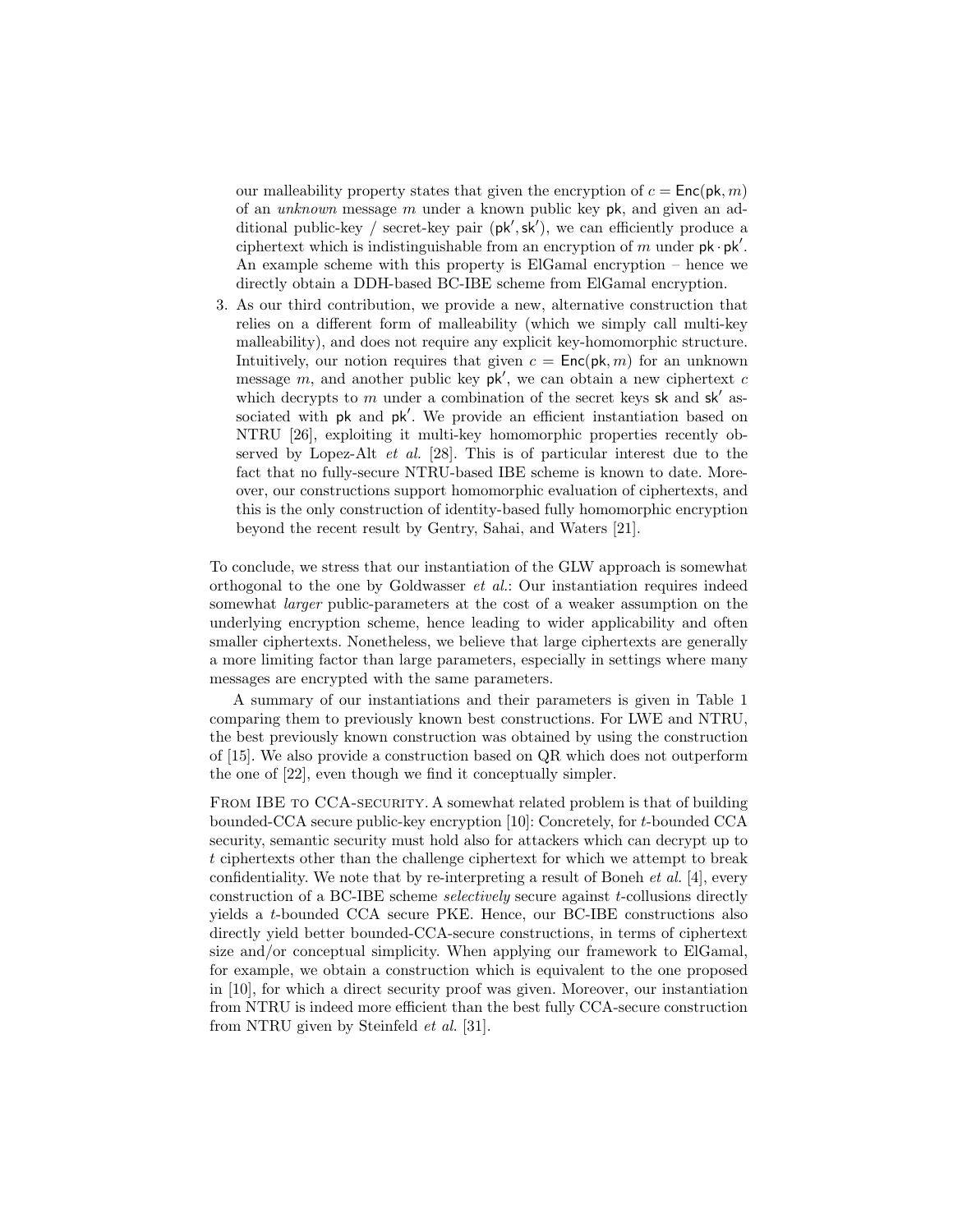our malleability property states that given the encryption of $c = \mathsf{Enc}(\mathsf{pk}, m)$ of an *unknown* message $m$ under a known public key $\mathsf{pk}$, and given an additional public-key / secret-key pair $(\mathsf{pk}', \mathsf{sk}')$, we can efficiently produce a ciphertext which is indistinguishable from an encryption of $m$ under $\mathsf{pk} \cdot \mathsf{pk}'$. An example scheme with this property is ElGamal encryption – hence we directly obtain a DDH-based BC-IBE scheme from ElGamal encryption.

3. As our third contribution, we provide a new, alternative construction that relies on a different form of malleability (which we simply call multi-key malleability), and does not require any explicit key-homomorphic structure. Intuitively, our notion requires that given $c = \mathsf{Enc}(\mathsf{pk}, m)$ for an unknown message $m$, and another public key $\mathsf{pk}'$, we can obtain a new ciphertext $c$ which decrypts to $m$ under a combination of the secret keys $\mathsf{sk}$ and $\mathsf{sk}'$ associated with $\mathsf{pk}$ and $\mathsf{pk}'$. We provide an efficient instantiation based on NTRU [26], exploiting it multi-key homomorphic properties recently observed by Lopez-Alt *et al.* [28]. This is of particular interest due to the fact that no fully-secure NTRU-based IBE scheme is known to date. Moreover, our constructions support homomorphic evaluation of ciphertexts, and this is the only construction of identity-based fully homomorphic encryption beyond the recent result by Gentry, Sahai, and Waters [21].

To conclude, we stress that our instantiation of the GLW approach is somewhat orthogonal to the one by Goldwasser *et al.*: Our instantiation requires indeed somewhat *larger* public-parameters at the cost of a weaker assumption on the underlying encryption scheme, hence leading to wider applicability and often smaller ciphertexts. Nonetheless, we believe that large ciphertexts are generally a more limiting factor than large parameters, especially in settings where many messages are encrypted with the same parameters.

A summary of our instantiations and their parameters is given in Table 1 comparing them to previously known best constructions. For LWE and NTRU, the best previously known construction was obtained by using the construction of [15]. We also provide a construction based on QR which does not outperform the one of [22], even though we find it conceptually simpler.

From IBE to CCA-security. A somewhat related problem is that of building bounded-CCA secure public-key encryption [10]: Concretely, for $t$-bounded CCA security, semantic security must hold also for attackers which can decrypt up to $t$ ciphertexts other than the challenge ciphertext for which we attempt to break confidentiality. We note that by re-interpreting a result of Boneh *et al.* [4], every construction of a BC-IBE scheme *selectively* secure against $t$-collusions directly yields a $t$-bounded CCA secure PKE. Hence, our BC-IBE constructions also directly yield better bounded-CCA-secure constructions, in terms of ciphertext size and/or conceptual simplicity. When applying our framework to ElGamal, for example, we obtain a construction which is equivalent to the one proposed in [10], for which a direct security proof was given. Moreover, our instantiation from NTRU is indeed more efficient than the best fully CCA-secure construction from NTRU given by Steinfeld *et al.* [31].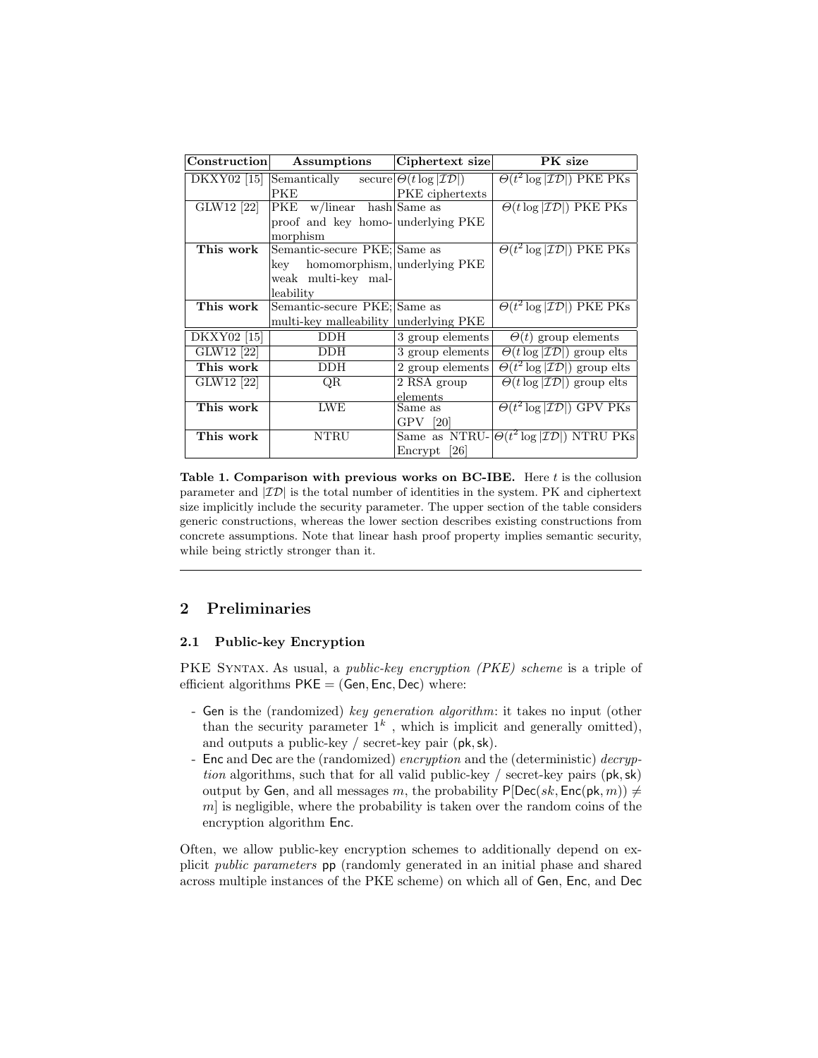| Construction | Assumptions | Ciphertext size | PK size |
|---|---|---|---|
| DKXY02 [15] | Semantically secure PKE | $\Theta(t \log \|\mathcal{ID}\|)$ PKE ciphertexts | $\Theta(t^2 \log \|\mathcal{ID}\|)$ PKE PKs |
| GLW12 [22] | PKE w/linear hash proof and key homomorphism | Same as underlying PKE | $\Theta(t \log \|\mathcal{ID}\|)$ PKE PKs |
| **This work** | Semantic-secure PKE; key homomorphism, weak multi-key malleability | Same as underlying PKE | $\Theta(t^2 \log \|\mathcal{ID}\|)$ PKE PKs |
| **This work** | Semantic-secure PKE; multi-key malleability | Same as underlying PKE | $\Theta(t^2 \log \|\mathcal{ID}\|)$ PKE PKs |
| DKXY02 [15] | DDH | 3 group elements | $\Theta(t)$ group elements |
| GLW12 [22] | DDH | 3 group elements | $\Theta(t \log \|\mathcal{ID}\|)$ group elts |
| **This work** | DDH | 2 group elements | $\Theta(t^2 \log \|\mathcal{ID}\|)$ group elts |
| GLW12 [22] | QR | 2 RSA group elements | $\Theta(t \log \|\mathcal{ID}\|)$ group elts |
| **This work** | LWE | Same as GPV [20] | $\Theta(t^2 \log \|\mathcal{ID}\|)$ GPV PKs |
| **This work** | NTRU | Same as NTRU-Encrypt [26] | $\Theta(t^2 \log \|\mathcal{ID}\|)$ NTRU PKs |

**Table 1. Comparison with previous works on BC-IBE.** Here $t$ is the collusion parameter and $|\mathcal{ID}|$ is the total number of identities in the system. PK and ciphertext size implicitly include the security parameter. The upper section of the table considers generic constructions, whereas the lower section describes existing constructions from concrete assumptions. Note that linear hash proof property implies semantic security, while being strictly stronger than it.

## 2 Preliminaries

### 2.1 Public-key Encryption

PKE SYNTAX. As usual, a *public-key encryption (PKE) scheme* is a triple of efficient algorithms $\mathsf{PKE} = (\mathsf{Gen}, \mathsf{Enc}, \mathsf{Dec})$ where:

- $\mathsf{Gen}$ is the (randomized) *key generation algorithm*: it takes no input (other than the security parameter $1^k$ , which is implicit and generally omitted), and outputs a public-key / secret-key pair $(\mathsf{pk}, \mathsf{sk})$.
- $\mathsf{Enc}$ and $\mathsf{Dec}$ are the (randomized) *encryption* and the (deterministic) *decryption* algorithms, such that for all valid public-key / secret-key pairs $(\mathsf{pk}, \mathsf{sk})$ output by $\mathsf{Gen}$, and all messages $m$, the probability $\mathsf{P}[\mathsf{Dec}(sk, \mathsf{Enc}(\mathsf{pk}, m)) \neq m]$ is negligible, where the probability is taken over the random coins of the encryption algorithm $\mathsf{Enc}$.

Often, we allow public-key encryption schemes to additionally depend on explicit *public parameters* $\mathsf{pp}$ (randomly generated in an initial phase and shared across multiple instances of the PKE scheme) on which all of $\mathsf{Gen}$, $\mathsf{Enc}$, and $\mathsf{Dec}$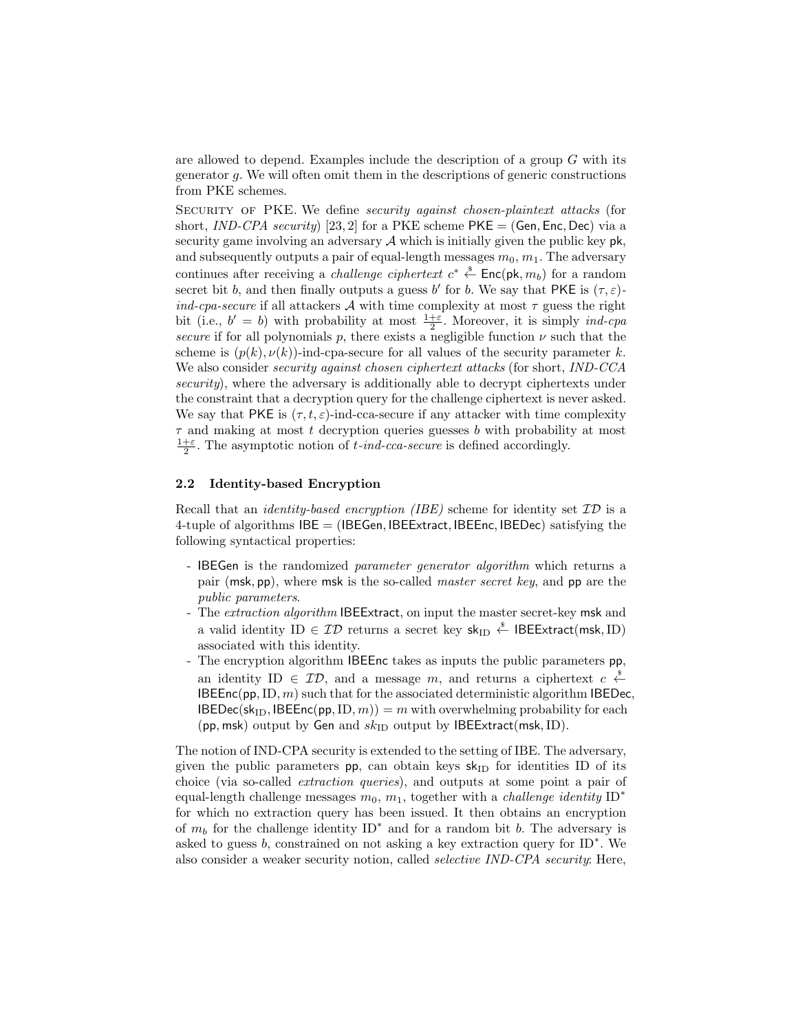are allowed to depend. Examples include the description of a group $G$ with its generator $g$. We will often omit them in the descriptions of generic constructions from PKE schemes.

Security of PKE. We define *security against chosen-plaintext attacks* (for short, *IND-CPA security*) [23, 2] for a PKE scheme $\mathsf{PKE} = (\mathsf{Gen}, \mathsf{Enc}, \mathsf{Dec})$ via a security game involving an adversary $\mathcal{A}$ which is initially given the public key $\mathsf{pk}$, and subsequently outputs a pair of equal-length messages $m_0, m_1$. The adversary continues after receiving a *challenge ciphertext* $c^* \stackrel{\$}{\leftarrow} \mathsf{Enc}(\mathsf{pk}, m_b)$ for a random secret bit $b$, and then finally outputs a guess $b'$ for $b$. We say that $\mathsf{PKE}$ is $(\tau, \varepsilon)$-*ind-cpa-secure* if all attackers $\mathcal{A}$ with time complexity at most $\tau$ guess the right bit (i.e., $b' = b$) with probability at most $\frac{1+\varepsilon}{2}$. Moreover, it is simply *ind-cpa secure* if for all polynomials $p$, there exists a negligible function $\nu$ such that the scheme is $(p(k), \nu(k))$-ind-cpa-secure for all values of the security parameter $k$. We also consider *security against chosen ciphertext attacks* (for short, *IND-CCA security*), where the adversary is additionally able to decrypt ciphertexts under the constraint that a decryption query for the challenge ciphertext is never asked. We say that $\mathsf{PKE}$ is $(\tau, t, \varepsilon)$-ind-cca-secure if any attacker with time complexity $\tau$ and making at most $t$ decryption queries guesses $b$ with probability at most $\frac{1+\varepsilon}{2}$. The asymptotic notion of *t-ind-cca-secure* is defined accordingly.

### 2.2 Identity-based Encryption

Recall that an *identity-based encryption (IBE)* scheme for identity set $\mathcal{ID}$ is a 4-tuple of algorithms $\mathsf{IBE} = (\mathsf{IBEGen}, \mathsf{IBEExtract}, \mathsf{IBEEnc}, \mathsf{IBEDec})$ satisfying the following syntactical properties:

- $\mathsf{IBEGen}$ is the randomized *parameter generator algorithm* which returns a pair $(\mathsf{msk}, \mathsf{pp})$, where $\mathsf{msk}$ is the so-called *master secret key*, and $\mathsf{pp}$ are the *public parameters*.
- The *extraction algorithm* $\mathsf{IBEExtract}$, on input the master secret-key $\mathsf{msk}$ and a valid identity $\mathrm{ID} \in \mathcal{ID}$ returns a secret key $\mathsf{sk}_{\mathrm{ID}} \stackrel{\$}{\leftarrow} \mathsf{IBEExtract}(\mathsf{msk}, \mathrm{ID})$ associated with this identity.
- The encryption algorithm $\mathsf{IBEEnc}$ takes as inputs the public parameters $\mathsf{pp}$, an identity $\mathrm{ID} \in \mathcal{ID}$, and a message $m$, and returns a ciphertext $c \stackrel{\$}{\leftarrow} \mathsf{IBEEnc}(\mathsf{pp}, \mathrm{ID}, m)$ such that for the associated deterministic algorithm $\mathsf{IBEDec}$, $\mathsf{IBEDec}(\mathsf{sk}_{\mathrm{ID}}, \mathsf{IBEEnc}(\mathsf{pp}, \mathrm{ID}, m)) = m$ with overwhelming probability for each $(\mathsf{pp}, \mathsf{msk})$ output by $\mathsf{Gen}$ and $sk_{\mathrm{ID}}$ output by $\mathsf{IBEExtract}(\mathsf{msk}, \mathrm{ID})$.

The notion of IND-CPA security is extended to the setting of IBE. The adversary, given the public parameters $\mathsf{pp}$, can obtain keys $\mathsf{sk}_{\mathrm{ID}}$ for identities ID of its choice (via so-called *extraction queries*), and outputs at some point a pair of equal-length challenge messages $m_0$, $m_1$, together with a *challenge identity* $\mathrm{ID}^*$ for which no extraction query has been issued. It then obtains an encryption of $m_b$ for the challenge identity $\mathrm{ID}^*$ and for a random bit $b$. The adversary is asked to guess $b$, constrained on not asking a key extraction query for $\mathrm{ID}^*$. We also consider a weaker security notion, called *selective IND-CPA security*: Here,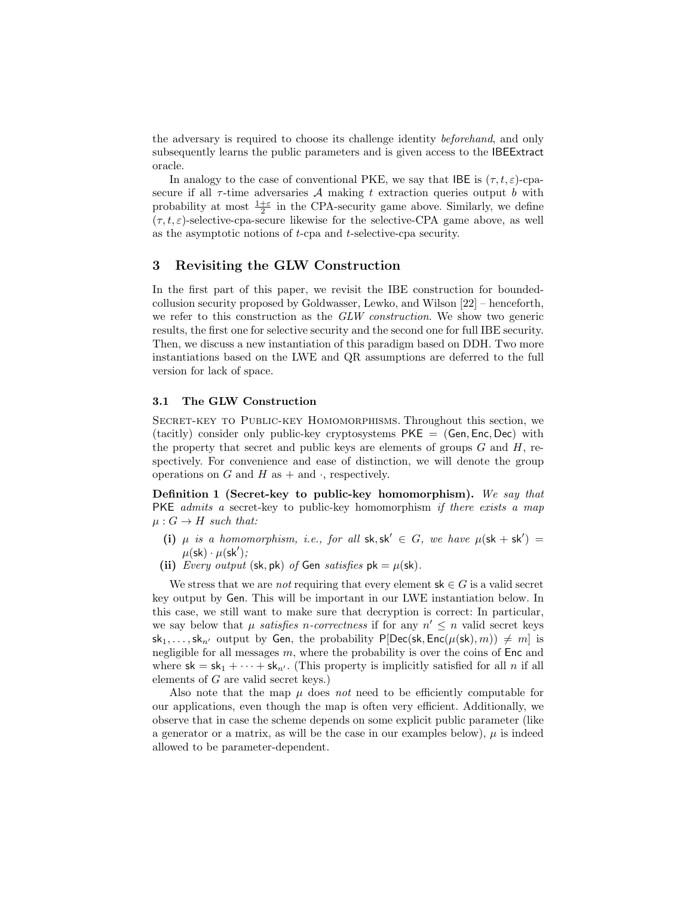the adversary is required to choose its challenge identity *beforehand*, and only subsequently learns the public parameters and is given access to the IBEExtract oracle.

In analogy to the case of conventional PKE, we say that IBE is $(\tau, t, \varepsilon)$-cpa-secure if all $\tau$-time adversaries $\mathcal{A}$ making $t$ extraction queries output $b$ with probability at most $\frac{1+\varepsilon}{2}$ in the CPA-security game above. Similarly, we define $(\tau, t, \varepsilon)$-selective-cpa-secure likewise for the selective-CPA game above, as well as the asymptotic notions of $t$-cpa and $t$-selective-cpa security.

## 3 Revisiting the GLW Construction

In the first part of this paper, we revisit the IBE construction for bounded-collusion security proposed by Goldwasser, Lewko, and Wilson [22] – henceforth, we refer to this construction as the *GLW construction*. We show two generic results, the first one for selective security and the second one for full IBE security. Then, we discuss a new instantiation of this paradigm based on DDH. Two more instantiations based on the LWE and QR assumptions are deferred to the full version for lack of space.

### 3.1 The GLW Construction

Secret-key to Public-key Homomorphisms. Throughout this section, we (tacitly) consider only public-key cryptosystems $\mathsf{PKE} = (\mathsf{Gen}, \mathsf{Enc}, \mathsf{Dec})$ with the property that secret and public keys are elements of groups $G$ and $H$, respectively. For convenience and ease of distinction, we will denote the group operations on $G$ and $H$ as $+$ and $\cdot$, respectively.

**Definition 1 (Secret-key to public-key homomorphism).** *We say that* PKE *admits a* secret-key to public-key homomorphism *if there exists a map* $\mu : G \to H$ *such that:*

- **(i)** $\mu$ *is a homomorphism, i.e., for all* $\mathsf{sk}, \mathsf{sk}' \in G$*, we have* $\mu(\mathsf{sk} + \mathsf{sk}') = \mu(\mathsf{sk}) \cdot \mu(\mathsf{sk}')$*;*
- **(ii)** *Every output* $(\mathsf{sk}, \mathsf{pk})$ *of* Gen *satisfies* $\mathsf{pk} = \mu(\mathsf{sk})$.

We stress that we are *not* requiring that every element $\mathsf{sk} \in G$ is a valid secret key output by Gen. This will be important in our LWE instantiation below. In this case, we still want to make sure that decryption is correct: In particular, we say below that $\mu$ *satisfies* $n$*-correctness* if for any $n' \leq n$ valid secret keys $\mathsf{sk}_1, \ldots, \mathsf{sk}_{n'}$ output by Gen, the probability $\mathsf{P}[\mathsf{Dec}(\mathsf{sk}, \mathsf{Enc}(\mu(\mathsf{sk}), m)) \neq m]$ is negligible for all messages $m$, where the probability is over the coins of Enc and where $\mathsf{sk} = \mathsf{sk}_1 + \cdots + \mathsf{sk}_{n'}$. (This property is implicitly satisfied for all $n$ if all elements of $G$ are valid secret keys.)

Also note that the map $\mu$ does *not* need to be efficiently computable for our applications, even though the map is often very efficient. Additionally, we observe that in case the scheme depends on some explicit public parameter (like a generator or a matrix, as will be the case in our examples below), $\mu$ is indeed allowed to be parameter-dependent.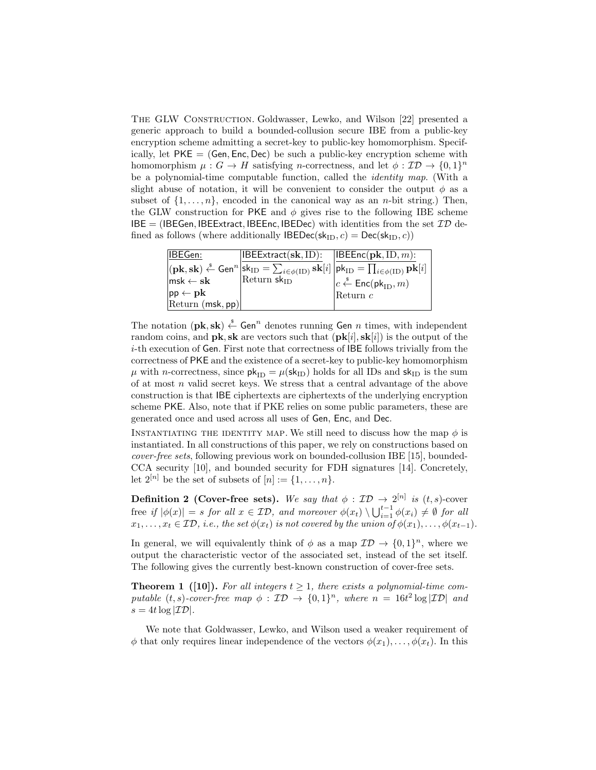THE GLW CONSTRUCTION. Goldwasser, Lewko, and Wilson [22] presented a generic approach to build a bounded-collusion secure IBE from a public-key encryption scheme admitting a secret-key to public-key homomorphism. Specifically, let $\mathsf{PKE} = (\mathsf{Gen}, \mathsf{Enc}, \mathsf{Dec})$ be such a public-key encryption scheme with homomorphism $\mu : G \to H$ satisfying $n$-correctness, and let $\phi : \mathcal{ID} \to \{0,1\}^n$ be a polynomial-time computable function, called the *identity map*. (With a slight abuse of notation, it will be convenient to consider the output $\phi$ as a subset of $\{1, \ldots, n\}$, encoded in the canonical way as an $n$-bit string.) Then, the GLW construction for $\mathsf{PKE}$ and $\phi$ gives rise to the following IBE scheme $\mathsf{IBE} = (\mathsf{IBEGen}, \mathsf{IBEExtract}, \mathsf{IBEEnc}, \mathsf{IBEDec})$ with identities from the set $\mathcal{ID}$ defined as follows (where additionally $\mathsf{IBEDec}(\mathsf{sk}_{\mathrm{ID}}, c) = \mathsf{Dec}(\mathsf{sk}_{\mathrm{ID}}, c)$)

| $\mathsf{IBEGen}$: | $\mathsf{IBEExtract}(\mathbf{sk}, \mathrm{ID})$: | $\mathsf{IBEEnc}(\mathbf{pk}, \mathrm{ID}, m)$: |
|---|---|---|
| $(\mathbf{pk}, \mathbf{sk}) \xleftarrow{\$} \mathsf{Gen}^n$ | $\mathsf{sk}_{\mathrm{ID}} = \sum_{i \in \phi(\mathrm{ID})} \mathbf{sk}[i]$ | $\mathsf{pk}_{\mathrm{ID}} = \prod_{i \in \phi(\mathrm{ID})} \mathbf{pk}[i]$ |
| $\mathsf{msk} \leftarrow \mathbf{sk}$ | Return $\mathsf{sk}_{\mathrm{ID}}$ | $c \xleftarrow{\$} \mathsf{Enc}(\mathsf{pk}_{\mathrm{ID}}, m)$ |
| $\mathsf{pp} \leftarrow \mathbf{pk}$ | | Return $c$ |
| Return $(\mathsf{msk}, \mathsf{pp})$ | | |

The notation $(\mathbf{pk}, \mathbf{sk}) \xleftarrow{\$} \mathsf{Gen}^n$ denotes running $\mathsf{Gen}$ $n$ times, with independent random coins, and $\mathbf{pk}, \mathbf{sk}$ are vectors such that $(\mathbf{pk}[i], \mathbf{sk}[i])$ is the output of the $i$-th execution of $\mathsf{Gen}$. First note that correctness of $\mathsf{IBE}$ follows trivially from the correctness of $\mathsf{PKE}$ and the existence of a secret-key to public-key homomorphism $\mu$ with $n$-correctness, since $\mathsf{pk}_{\mathrm{ID}} = \mu(\mathsf{sk}_{\mathrm{ID}})$ holds for all IDs and $\mathsf{sk}_{\mathrm{ID}}$ is the sum of at most $n$ valid secret keys. We stress that a central advantage of the above construction is that $\mathsf{IBE}$ ciphertexts are ciphertexts of the underlying encryption scheme $\mathsf{PKE}$. Also, note that if PKE relies on some public parameters, these are generated once and used across all uses of $\mathsf{Gen}$, $\mathsf{Enc}$, and $\mathsf{Dec}$.

INSTANTIATING THE IDENTITY MAP. We still need to discuss how the map $\phi$ is instantiated. In all constructions of this paper, we rely on constructions based on *cover-free sets*, following previous work on bounded-collusion IBE [15], bounded-CCA security [10], and bounded security for FDH signatures [14]. Concretely, let $2^{[n]}$ be the set of subsets of $[n] := \{1, \ldots, n\}$.

**Definition 2 (Cover-free sets).** *We say that $\phi : \mathcal{ID} \to 2^{[n]}$ is $(t,s)$-cover free if $|\phi(x)| = s$ for all $x \in \mathcal{ID}$, and moreover $\phi(x_t) \setminus \bigcup_{i=1}^{t-1} \phi(x_i) \neq \emptyset$ for all $x_1, \ldots, x_t \in \mathcal{ID}$, i.e., the set $\phi(x_t)$ is not covered by the union of $\phi(x_1), \ldots, \phi(x_{t-1})$.*

In general, we will equivalently think of $\phi$ as a map $\mathcal{ID} \to \{0,1\}^n$, where we output the characteristic vector of the associated set, instead of the set itself. The following gives the currently best-known construction of cover-free sets.

**Theorem 1 ([10]).** *For all integers $t \geq 1$, there exists a polynomial-time computable $(t,s)$-cover-free map $\phi : \mathcal{ID} \to \{0,1\}^n$, where $n = 16t^2 \log |\mathcal{ID}|$ and $s = 4t \log |\mathcal{ID}|$.*

We note that Goldwasser, Lewko, and Wilson used a weaker requirement of $\phi$ that only requires linear independence of the vectors $\phi(x_1), \ldots, \phi(x_t)$. In this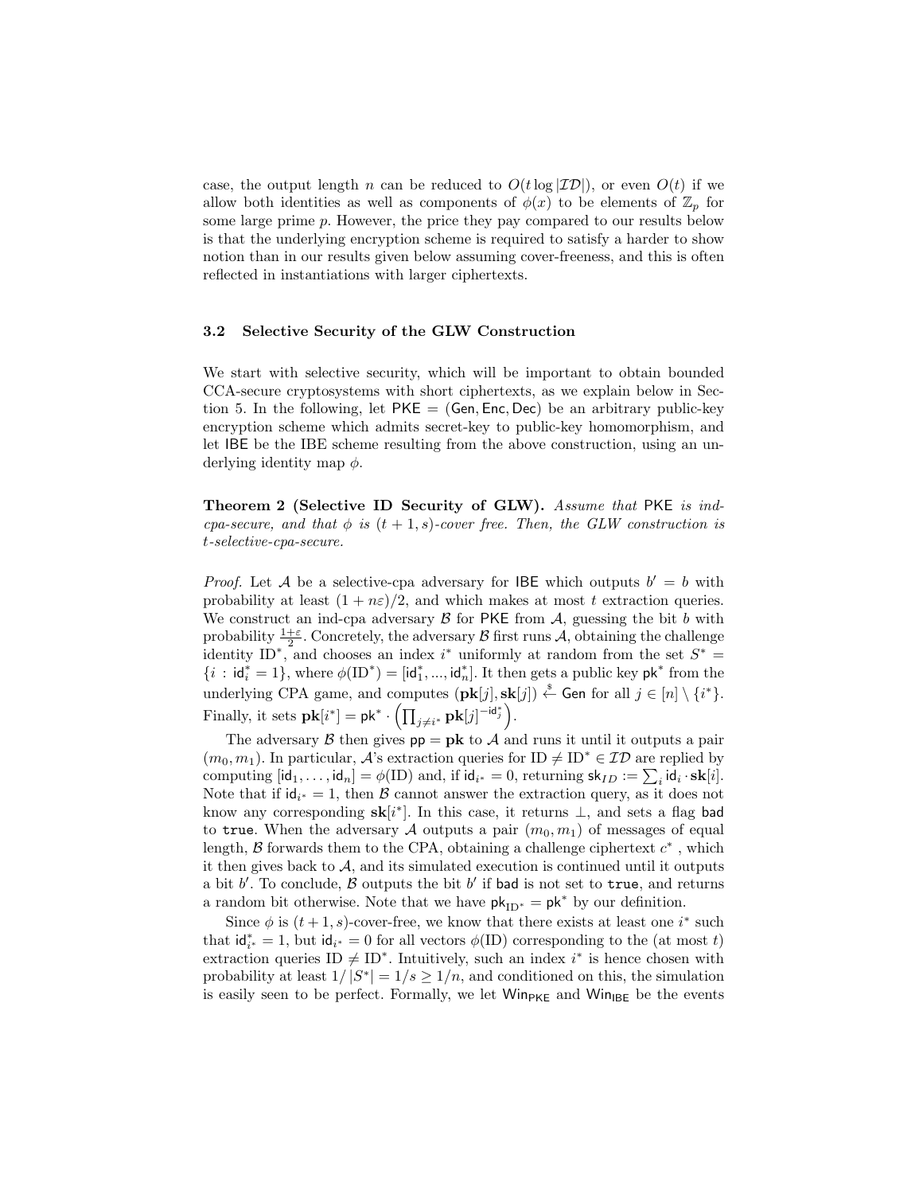case, the output length $n$ can be reduced to $O(t \log |\mathcal{ID}|)$, or even $O(t)$ if we allow both identities as well as components of $\phi(x)$ to be elements of $\mathbb{Z}_p$ for some large prime $p$. However, the price they pay compared to our results below is that the underlying encryption scheme is required to satisfy a harder to show notion than in our results given below assuming cover-freeness, and this is often reflected in instantiations with larger ciphertexts.

### 3.2 Selective Security of the GLW Construction

We start with selective security, which will be important to obtain bounded CCA-secure cryptosystems with short ciphertexts, as we explain below in Section 5. In the following, let $\mathsf{PKE} = (\mathsf{Gen}, \mathsf{Enc}, \mathsf{Dec})$ be an arbitrary public-key encryption scheme which admits secret-key to public-key homomorphism, and let $\mathsf{IBE}$ be the IBE scheme resulting from the above construction, using an underlying identity map $\phi$.

**Theorem 2 (Selective ID Security of GLW).** *Assume that* $\mathsf{PKE}$ *is ind-cpa-secure, and that* $\phi$ *is* $(t+1,s)$*-cover free. Then, the GLW construction is* $t$*-selective-cpa-secure.*

*Proof.* Let $\mathcal{A}$ be a selective-cpa adversary for $\mathsf{IBE}$ which outputs $b' = b$ with probability at least $(1+n\varepsilon)/2$, and which makes at most $t$ extraction queries. We construct an ind-cpa adversary $\mathcal{B}$ for $\mathsf{PKE}$ from $\mathcal{A}$, guessing the bit $b$ with probability $\frac{1+\varepsilon}{2}$. Concretely, the adversary $\mathcal{B}$ first runs $\mathcal{A}$, obtaining the challenge identity $\mathrm{ID}^*$, and chooses an index $i^*$ uniformly at random from the set $S^* = \{i : \mathsf{id}_i^* = 1\}$, where $\phi(\mathrm{ID}^*) = [\mathsf{id}_1^*, ..., \mathsf{id}_n^*]$. It then gets a public key $\mathsf{pk}^*$ from the underlying CPA game, and computes $(\mathbf{pk}[j], \mathbf{sk}[j]) \xleftarrow{\$} \mathsf{Gen}$ for all $j \in [n] \setminus \{i^*\}$. Finally, it sets $\mathbf{pk}[i^*] = \mathsf{pk}^* \cdot \left(\prod_{j \neq i^*} \mathbf{pk}[j]^{-\mathsf{id}_j^*}\right)$.

The adversary $\mathcal{B}$ then gives $\mathsf{pp} = \mathbf{pk}$ to $\mathcal{A}$ and runs it until it outputs a pair $(m_0, m_1)$. In particular, $\mathcal{A}$'s extraction queries for $\mathrm{ID} \neq \mathrm{ID}^* \in \mathcal{ID}$ are replied by computing $[\mathsf{id}_1, \ldots, \mathsf{id}_n] = \phi(\mathrm{ID})$ and, if $\mathsf{id}_{i^*} = 0$, returning $\mathsf{sk}_{ID} := \sum_i \mathsf{id}_i \cdot \mathbf{sk}[i]$. Note that if $\mathsf{id}_{i^*} = 1$, then $\mathcal{B}$ cannot answer the extraction query, as it does not know any corresponding $\mathbf{sk}[i^*]$. In this case, it returns $\perp$, and sets a flag $\mathsf{bad}$ to $\mathtt{true}$. When the adversary $\mathcal{A}$ outputs a pair $(m_0, m_1)$ of messages of equal length, $\mathcal{B}$ forwards them to the CPA, obtaining a challenge ciphertext $c^*$, which it then gives back to $\mathcal{A}$, and its simulated execution is continued until it outputs a bit $b'$. To conclude, $\mathcal{B}$ outputs the bit $b'$ if $\mathsf{bad}$ is not set to $\mathtt{true}$, and returns a random bit otherwise. Note that we have $\mathsf{pk}_{\mathrm{ID}^*} = \mathsf{pk}^*$ by our definition.

Since $\phi$ is $(t+1,s)$-cover-free, we know that there exists at least one $i^*$ such that $\mathsf{id}_{i^*}^* = 1$, but $\mathsf{id}_{i^*} = 0$ for all vectors $\phi(\mathrm{ID})$ corresponding to the (at most $t$) extraction queries $\mathrm{ID} \neq \mathrm{ID}^*$. Intuitively, such an index $i^*$ is hence chosen with probability at least $1/|S^*| = 1/s \geq 1/n$, and conditioned on this, the simulation is easily seen to be perfect. Formally, we let $\mathsf{Win}_{\mathsf{PKE}}$ and $\mathsf{Win}_{\mathsf{IBE}}$ be the events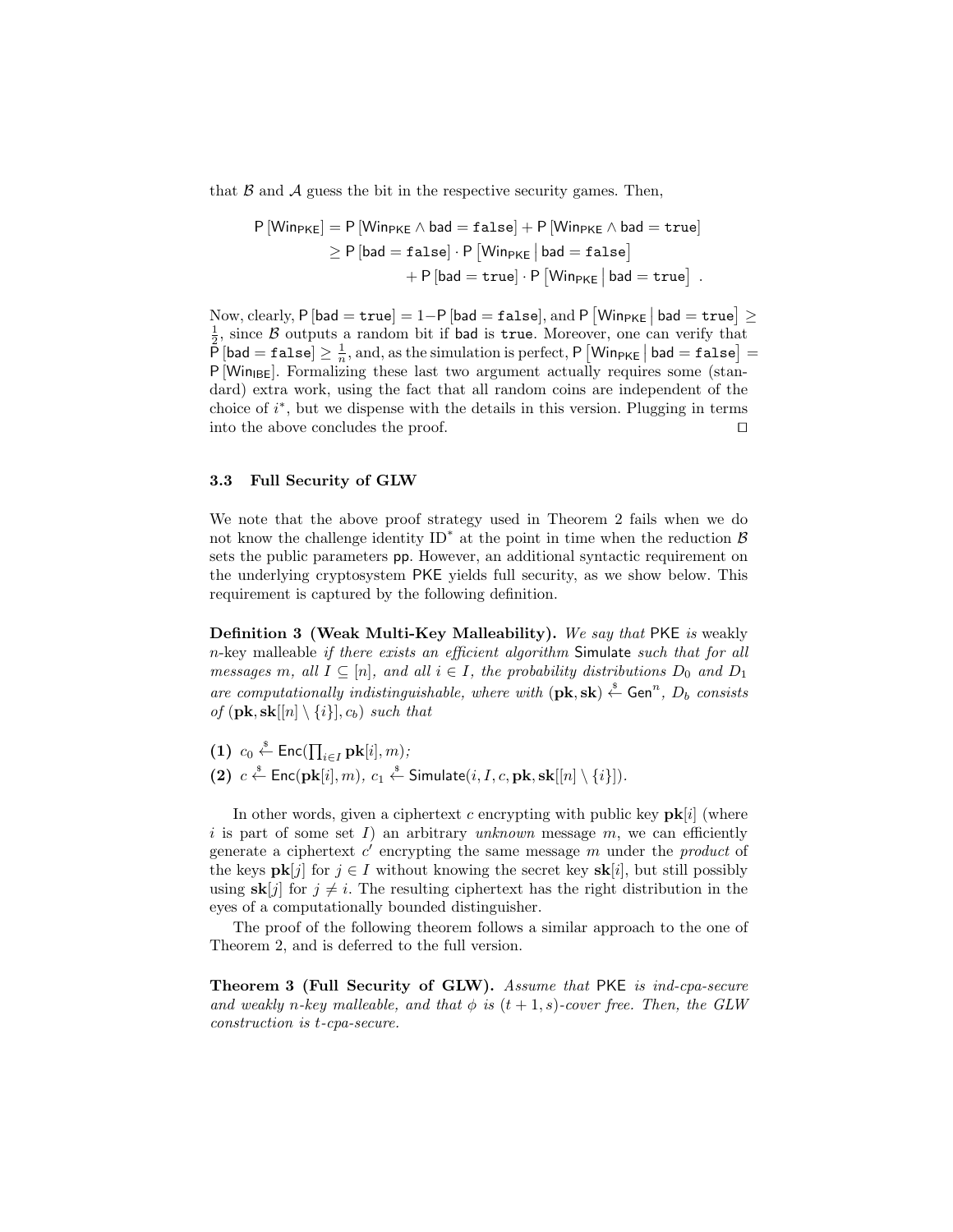that $\mathcal{B}$ and $\mathcal{A}$ guess the bit in the respective security games. Then,

$$
\begin{aligned}
\mathsf{P}[\mathsf{Win}_{\mathsf{PKE}}] &= \mathsf{P}[\mathsf{Win}_{\mathsf{PKE}} \wedge \mathsf{bad} = \mathtt{false}] + \mathsf{P}[\mathsf{Win}_{\mathsf{PKE}} \wedge \mathsf{bad} = \mathtt{true}] \\
&\geq \mathsf{P}[\mathsf{bad} = \mathtt{false}] \cdot \mathsf{P}\left[\mathsf{Win}_{\mathsf{PKE}} \,\middle|\, \mathsf{bad} = \mathtt{false}\right] \\
&\qquad + \mathsf{P}[\mathsf{bad} = \mathtt{true}] \cdot \mathsf{P}\left[\mathsf{Win}_{\mathsf{PKE}} \,\middle|\, \mathsf{bad} = \mathtt{true}\right] .
\end{aligned}
$$

Now, clearly, $\mathsf{P}[\mathsf{bad} = \mathtt{true}] = 1 - \mathsf{P}[\mathsf{bad} = \mathtt{false}]$, and $\mathsf{P}\left[\mathsf{Win}_{\mathsf{PKE}} \,\middle|\, \mathsf{bad} = \mathtt{true}\right] \geq \frac{1}{2}$, since $\mathcal{B}$ outputs a random bit if $\mathsf{bad}$ is $\mathtt{true}$. Moreover, one can verify that $\mathsf{P}[\mathsf{bad} = \mathtt{false}] \geq \frac{1}{n}$, and, as the simulation is perfect, $\mathsf{P}\left[\mathsf{Win}_{\mathsf{PKE}} \,\middle|\, \mathsf{bad} = \mathtt{false}\right] = \mathsf{P}[\mathsf{Win}_{\mathsf{IBE}}]$. Formalizing these last two argument actually requires some (standard) extra work, using the fact that all random coins are independent of the choice of $i^*$, but we dispense with the details in this version. Plugging in terms into the above concludes the proof. $\square$

### 3.3 Full Security of GLW

We note that the above proof strategy used in Theorem 2 fails when we do not know the challenge identity $\mathrm{ID}^*$ at the point in time when the reduction $\mathcal{B}$ sets the public parameters $\mathsf{pp}$. However, an additional syntactic requirement on the underlying cryptosystem $\mathsf{PKE}$ yields full security, as we show below. This requirement is captured by the following definition.

**Definition 3 (Weak Multi-Key Malleability).** *We say that* $\mathsf{PKE}$ *is* weakly $n$-key malleable *if there exists an efficient algorithm* $\mathsf{Simulate}$ *such that for all messages* $m$*, all* $I \subseteq [n]$*, and all* $i \in I$*, the probability distributions* $D_0$ *and* $D_1$ *are computationally indistinguishable, where with* $(\mathbf{pk}, \mathbf{sk}) \xleftarrow{\$} \mathsf{Gen}^n$*,* $D_b$ *consists of* $(\mathbf{pk}, \mathbf{sk}[[n] \setminus \{i\}], c_b)$ *such that*

**(1)** $c_0 \xleftarrow{\$} \mathsf{Enc}(\prod_{i \in I} \mathbf{pk}[i], m)$*;*

**(2)** $c \xleftarrow{\$} \mathsf{Enc}(\mathbf{pk}[i], m)$*,* $c_1 \xleftarrow{\$} \mathsf{Simulate}(i, I, c, \mathbf{pk}, \mathbf{sk}[[n] \setminus \{i\}])$*.*

In other words, given a ciphertext $c$ encrypting with public key $\mathbf{pk}[i]$ (where $i$ is part of some set $I$) an arbitrary *unknown* message $m$, we can efficiently generate a ciphertext $c'$ encrypting the same message $m$ under the *product* of the keys $\mathbf{pk}[j]$ for $j \in I$ without knowing the secret key $\mathbf{sk}[i]$, but still possibly using $\mathbf{sk}[j]$ for $j \neq i$. The resulting ciphertext has the right distribution in the eyes of a computationally bounded distinguisher.

The proof of the following theorem follows a similar approach to the one of Theorem 2, and is deferred to the full version.

**Theorem 3 (Full Security of GLW).** *Assume that* $\mathsf{PKE}$ *is ind-cpa-secure and weakly* $n$*-key malleable, and that* $\phi$ *is* $(t+1, s)$*-cover free. Then, the GLW construction is* $t$*-cpa-secure.*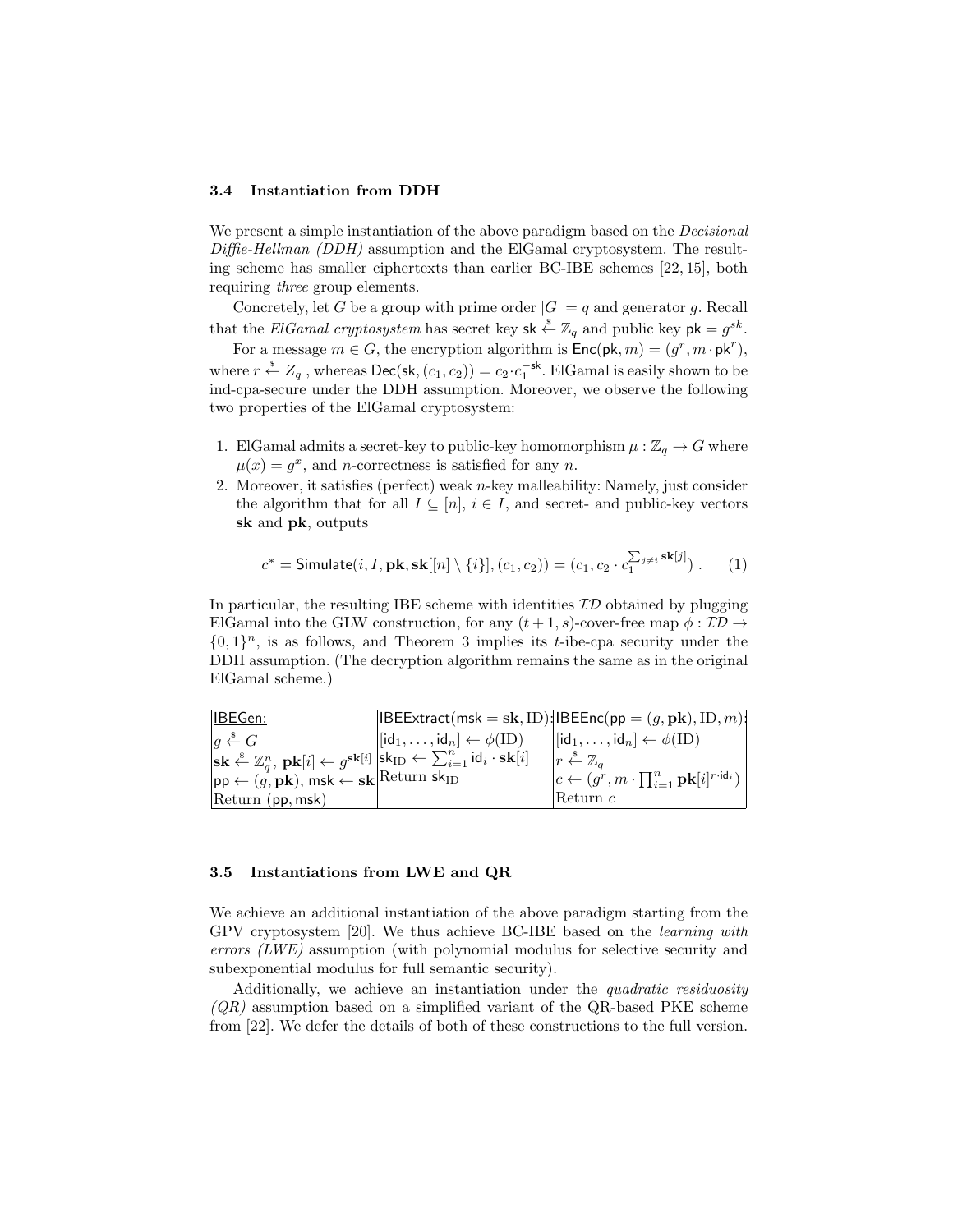### 3.4 Instantiation from DDH

We present a simple instantiation of the above paradigm based on the *Decisional Diffie-Hellman (DDH)* assumption and the ElGamal cryptosystem. The resulting scheme has smaller ciphertexts than earlier BC-IBE schemes [22, 15], both requiring *three* group elements.

Concretely, let $G$ be a group with prime order $|G| = q$ and generator $g$. Recall that the *ElGamal cryptosystem* has secret key $\mathsf{sk} \xleftarrow{\$} \mathbb{Z}_q$ and public key $\mathsf{pk} = g^{sk}$.

For a message $m \in G$, the encryption algorithm is $\mathsf{Enc}(\mathsf{pk}, m) = (g^r, m \cdot \mathsf{pk}^r)$, where $r \xleftarrow{\$} Z_q$ , whereas $\mathsf{Dec}(\mathsf{sk}, (c_1, c_2)) = c_2 \cdot c_1^{-\mathsf{sk}}$. ElGamal is easily shown to be ind-cpa-secure under the DDH assumption. Moreover, we observe the following two properties of the ElGamal cryptosystem:

1. ElGamal admits a secret-key to public-key homomorphism $\mu : \mathbb{Z}_q \to G$ where $\mu(x) = g^x$, and $n$-correctness is satisfied for any $n$.
2. Moreover, it satisfies (perfect) weak $n$-key malleability: Namely, just consider the algorithm that for all $I \subseteq [n]$, $i \in I$, and secret- and public-key vectors $\mathbf{sk}$ and $\mathbf{pk}$, outputs

$$c^* = \mathsf{Simulate}(i, I, \mathbf{pk}, \mathbf{sk}[[n] \setminus \{i\}], (c_1, c_2)) = (c_1, c_2 \cdot c_1^{\sum_{j \neq i} \mathbf{sk}[j]}) \,. \qquad (1)$$

In particular, the resulting IBE scheme with identities $\mathcal{ID}$ obtained by plugging ElGamal into the GLW construction, for any $(t+1, s)$-cover-free map $\phi : \mathcal{ID} \to \{0,1\}^n$, is as follows, and Theorem 3 implies its $t$-ibe-cpa security under the DDH assumption. (The decryption algorithm remains the same as in the original ElGamal scheme.)

| IBEGen: | $\mathsf{IBEExtract}(\mathsf{msk} = \mathbf{sk}, \mathrm{ID})$: | $\mathsf{IBEEnc}(\mathsf{pp} = (g, \mathbf{pk}), \mathrm{ID}, m)$: |
|---|---|---|
| $g \xleftarrow{\$} G$ | $[\mathsf{id}_1, \ldots, \mathsf{id}_n] \leftarrow \phi(\mathrm{ID})$ | $[\mathsf{id}_1, \ldots, \mathsf{id}_n] \leftarrow \phi(\mathrm{ID})$ |
| $\mathbf{sk} \xleftarrow{\$} \mathbb{Z}_q^n$, $\mathbf{pk}[i] \leftarrow g^{\mathbf{sk}[i]}$ | $\mathsf{sk}_{\mathrm{ID}} \leftarrow \sum_{i=1}^n \mathsf{id}_i \cdot \mathbf{sk}[i]$ | $r \xleftarrow{\$} \mathbb{Z}_q$ |
| $\mathsf{pp} \leftarrow (g, \mathbf{pk})$, $\mathsf{msk} \leftarrow \mathbf{sk}$ | Return $\mathsf{sk}_{\mathrm{ID}}$ | $c \leftarrow (g^r, m \cdot \prod_{i=1}^n \mathbf{pk}[i]^{r \cdot \mathsf{id}_i})$ |
| Return $(\mathsf{pp}, \mathsf{msk})$ | | Return $c$ |

### 3.5 Instantiations from LWE and QR

We achieve an additional instantiation of the above paradigm starting from the GPV cryptosystem [20]. We thus achieve BC-IBE based on the *learning with errors (LWE)* assumption (with polynomial modulus for selective security and subexponential modulus for full semantic security).

Additionally, we achieve an instantiation under the *quadratic residuosity (QR)* assumption based on a simplified variant of the QR-based PKE scheme from [22]. We defer the details of both of these constructions to the full version.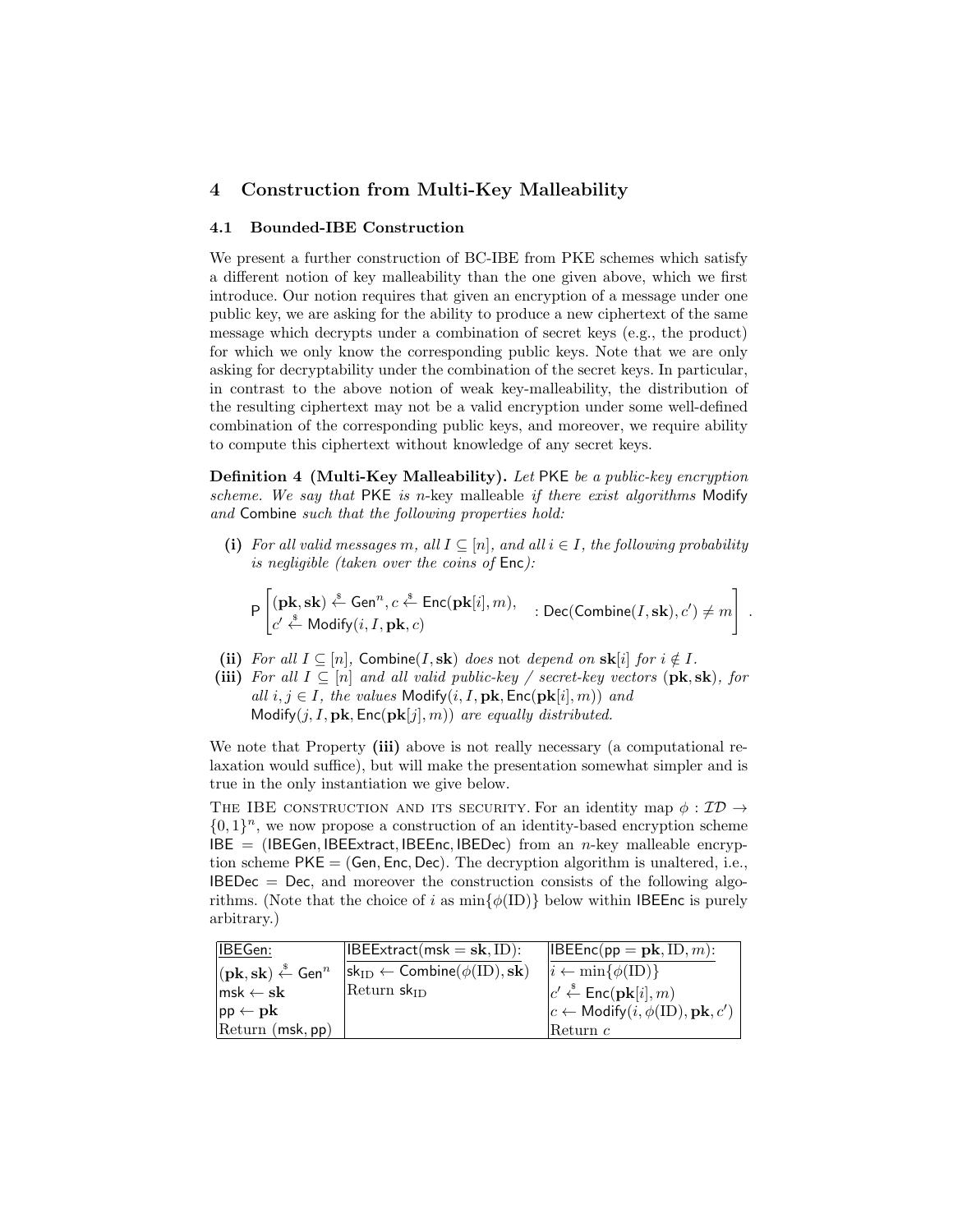## 4 Construction from Multi-Key Malleability

### 4.1 Bounded-IBE Construction

We present a further construction of BC-IBE from PKE schemes which satisfy a different notion of key malleability than the one given above, which we first introduce. Our notion requires that given an encryption of a message under one public key, we are asking for the ability to produce a new ciphertext of the same message which decrypts under a combination of secret keys (e.g., the product) for which we only know the corresponding public keys. Note that we are only asking for decryptability under the combination of the secret keys. In particular, in contrast to the above notion of weak key-malleability, the distribution of the resulting ciphertext may not be a valid encryption under some well-defined combination of the corresponding public keys, and moreover, we require ability to compute this ciphertext without knowledge of any secret keys.

**Definition 4 (Multi-Key Malleability).** *Let* $\mathsf{PKE}$ *be a public-key encryption scheme. We say that* $\mathsf{PKE}$ *is* $n$-key malleable *if there exist algorithms* $\mathsf{Modify}$ *and* $\mathsf{Combine}$ *such that the following properties hold:*

**(i)** *For all valid messages* $m$*, all* $I \subseteq [n]$*, and all* $i \in I$*, the following probability is negligible (taken over the coins of* $\mathsf{Enc}$*):*

$$\mathsf{P}\left[\begin{matrix}(\mathbf{pk}, \mathbf{sk}) \stackrel{\$}{\leftarrow} \mathsf{Gen}^n, c \stackrel{\$}{\leftarrow} \mathsf{Enc}(\mathbf{pk}[i], m), \\ c' \stackrel{\$}{\leftarrow} \mathsf{Modify}(i, I, \mathbf{pk}, c)\end{matrix} \quad : \mathsf{Dec}(\mathsf{Combine}(I, \mathbf{sk}), c') \neq m\right].$$

**(ii)** *For all* $I \subseteq [n]$*,* $\mathsf{Combine}(I, \mathbf{sk})$ *does* not *depend on* $\mathbf{sk}[i]$ *for* $i \notin I$*.*

**(iii)** *For all* $I \subseteq [n]$ *and all valid public-key / secret-key vectors* $(\mathbf{pk}, \mathbf{sk})$*, for all* $i, j \in I$*, the values* $\mathsf{Modify}(i, I, \mathbf{pk}, \mathsf{Enc}(\mathbf{pk}[i], m))$ *and* $\mathsf{Modify}(j, I, \mathbf{pk}, \mathsf{Enc}(\mathbf{pk}[j], m))$ *are equally distributed.*

We note that Property **(iii)** above is not really necessary (a computational relaxation would suffice), but will make the presentation somewhat simpler and is true in the only instantiation we give below.

THE IBE CONSTRUCTION AND ITS SECURITY. For an identity map $\phi : \mathcal{ID} \to \{0,1\}^n$, we now propose a construction of an identity-based encryption scheme $\mathsf{IBE} = (\mathsf{IBEGen}, \mathsf{IBEExtract}, \mathsf{IBEEnc}, \mathsf{IBEDec})$ from an $n$-key malleable encryption scheme $\mathsf{PKE} = (\mathsf{Gen}, \mathsf{Enc}, \mathsf{Dec})$. The decryption algorithm is unaltered, i.e., $\mathsf{IBEDec} = \mathsf{Dec}$, and moreover the construction consists of the following algorithms. (Note that the choice of $i$ as $\min\{\phi(\mathrm{ID})\}$ below within $\mathsf{IBEEnc}$ is purely arbitrary.)

| $\underline{\mathsf{IBEGen}}$: | $\underline{\mathsf{IBEExtract}(\mathsf{msk} = \mathbf{sk}, \mathrm{ID})}$: | $\underline{\mathsf{IBEEnc}(\mathsf{pp} = \mathbf{pk}, \mathrm{ID}, m)}$: |
|---|---|---|
| $(\mathbf{pk}, \mathbf{sk}) \stackrel{\$}{\leftarrow} \mathsf{Gen}^n$ | $\mathsf{sk}_{\mathrm{ID}} \leftarrow \mathsf{Combine}(\phi(\mathrm{ID}), \mathbf{sk})$ | $i \leftarrow \min\{\phi(\mathrm{ID})\}$ |
| $\mathsf{msk} \leftarrow \mathbf{sk}$ | Return $\mathsf{sk}_{\mathrm{ID}}$ | $c' \stackrel{\$}{\leftarrow} \mathsf{Enc}(\mathbf{pk}[i], m)$ |
| $\mathsf{pp} \leftarrow \mathbf{pk}$ | | $c \leftarrow \mathsf{Modify}(i, \phi(\mathrm{ID}), \mathbf{pk}, c')$ |
| Return $(\mathsf{msk}, \mathsf{pp})$ | | Return $c$ |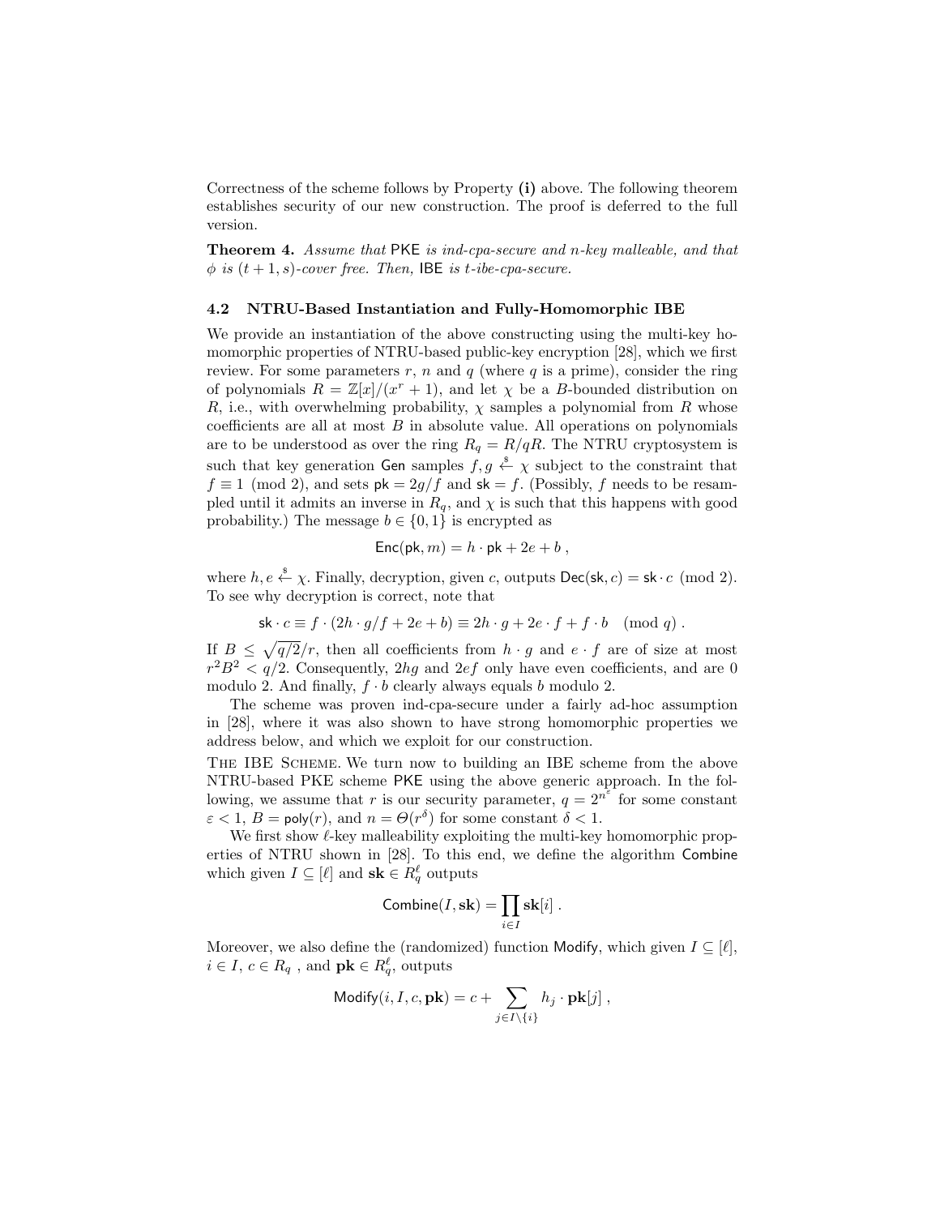Correctness of the scheme follows by Property **(i)** above. The following theorem establishes security of our new construction. The proof is deferred to the full version.

**Theorem 4.** *Assume that* $\mathsf{PKE}$ *is ind-cpa-secure and* $n$*-key malleable, and that* $\phi$ *is* $(t+1, s)$*-cover free. Then,* $\mathsf{IBE}$ *is* $t$*-ibe-cpa-secure.*

### 4.2 NTRU-Based Instantiation and Fully-Homomorphic IBE

We provide an instantiation of the above constructing using the multi-key homomorphic properties of NTRU-based public-key encryption [28], which we first review. For some parameters $r$, $n$ and $q$ (where $q$ is a prime), consider the ring of polynomials $R = \mathbb{Z}[x]/(x^r + 1)$, and let $\chi$ be a $B$-bounded distribution on $R$, i.e., with overwhelming probability, $\chi$ samples a polynomial from $R$ whose coefficients are all at most $B$ in absolute value. All operations on polynomials are to be understood as over the ring $R_q = R/qR$. The NTRU cryptosystem is such that key generation $\mathsf{Gen}$ samples $f, g \xleftarrow{\$} \chi$ subject to the constraint that $f \equiv 1 \pmod 2$, and sets $\mathsf{pk} = 2g/f$ and $\mathsf{sk} = f$. (Possibly, $f$ needs to be resampled until it admits an inverse in $R_q$, and $\chi$ is such that this happens with good probability.) The message $b \in \{0, 1\}$ is encrypted as

$$\mathsf{Enc}(\mathsf{pk}, m) = h \cdot \mathsf{pk} + 2e + b ,$$

where $h, e \xleftarrow{\$} \chi$. Finally, decryption, given $c$, outputs $\mathsf{Dec}(\mathsf{sk}, c) = \mathsf{sk} \cdot c \pmod 2$. To see why decryption is correct, note that

$$\mathsf{sk} \cdot c \equiv f \cdot (2h \cdot g/f + 2e + b) \equiv 2h \cdot g + 2e \cdot f + f \cdot b \pmod q .$$

If $B \leq \sqrt{q/2}/r$, then all coefficients from $h \cdot g$ and $e \cdot f$ are of size at most $r^2 B^2 < q/2$. Consequently, $2hg$ and $2ef$ only have even coefficients, and are 0 modulo 2. And finally, $f \cdot b$ clearly always equals $b$ modulo 2.

The scheme was proven ind-cpa-secure under a fairly ad-hoc assumption in [28], where it was also shown to have strong homomorphic properties we address below, and which we exploit for our construction.

The IBE Scheme. We turn now to building an IBE scheme from the above NTRU-based PKE scheme $\mathsf{PKE}$ using the above generic approach. In the following, we assume that $r$ is our security parameter, $q = 2^{n^\varepsilon}$ for some constant $\varepsilon < 1$, $B = \mathsf{poly}(r)$, and $n = \Theta(r^\delta)$ for some constant $\delta < 1$.

We first show $\ell$-key malleability exploiting the multi-key homomorphic properties of NTRU shown in [28]. To this end, we define the algorithm $\mathsf{Combine}$ which given $I \subseteq [\ell]$ and $\mathbf{sk} \in R_q^\ell$ outputs

$$\mathsf{Combine}(I, \mathbf{sk}) = \prod_{i \in I} \mathbf{sk}[i] .$$

Moreover, we also define the (randomized) function $\mathsf{Modify}$, which given $I \subseteq [\ell]$, $i \in I$, $c \in R_q$ , and $\mathbf{pk} \in R_q^\ell$, outputs

$$\mathsf{Modify}(i, I, c, \mathbf{pk}) = c + \sum_{j \in I \setminus \{i\}} h_j \cdot \mathbf{pk}[j] ,$$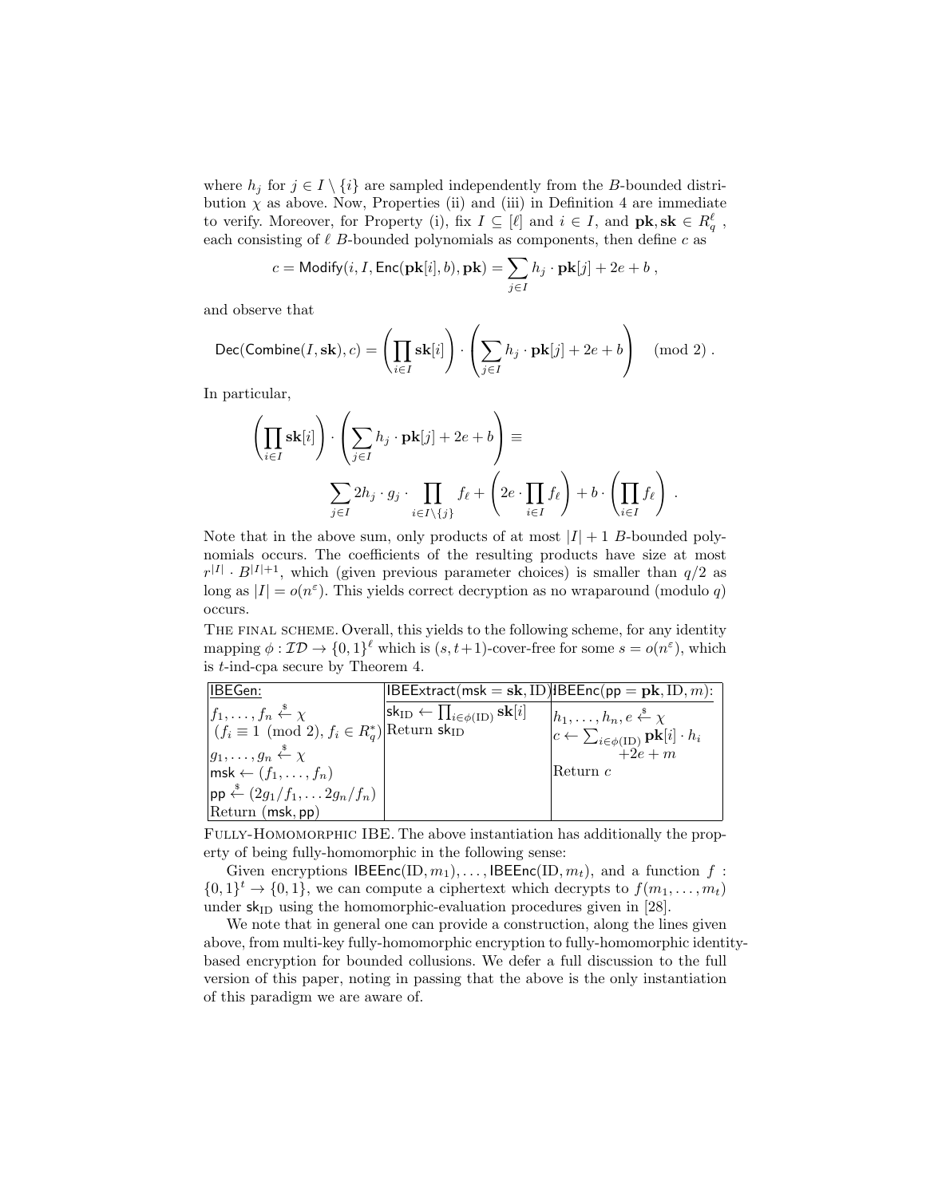where $h_j$ for $j \in I \setminus \{i\}$ are sampled independently from the $B$-bounded distribution $\chi$ as above. Now, Properties (ii) and (iii) in Definition 4 are immediate to verify. Moreover, for Property (i), fix $I \subseteq [\ell]$ and $i \in I$, and $\mathbf{pk}, \mathbf{sk} \in R_q^\ell$, each consisting of $\ell$ $B$-bounded polynomials as components, then define $c$ as

$$c = \mathsf{Modify}(i, I, \mathsf{Enc}(\mathbf{pk}[i], b), \mathbf{pk}) = \sum_{j \in I} h_j \cdot \mathbf{pk}[j] + 2e + b ,$$

and observe that

$$\mathsf{Dec}(\mathsf{Combine}(I, \mathbf{sk}), c) = \left(\prod_{i \in I} \mathbf{sk}[i]\right) \cdot \left(\sum_{j \in I} h_j \cdot \mathbf{pk}[j] + 2e + b\right) \pmod 2 .$$

In particular,

$$\left(\prod_{i \in I} \mathbf{sk}[i]\right) \cdot \left(\sum_{j \in I} h_j \cdot \mathbf{pk}[j] + 2e + b\right) \equiv \sum_{j \in I} 2h_j \cdot g_j \cdot \prod_{i \in I \setminus \{j\}} f_\ell + \left(2e \cdot \prod_{i \in I} f_\ell\right) + b \cdot \left(\prod_{i \in I} f_\ell\right) .$$

Note that in the above sum, only products of at most $|I| + 1$ $B$-bounded polynomials occurs. The coefficients of the resulting products have size at most $r^{|I|} \cdot B^{|I|+1}$, which (given previous parameter choices) is smaller than $q/2$ as long as $|I| = o(n^\varepsilon)$. This yields correct decryption as no wraparound (modulo $q$) occurs.

The final scheme. Overall, this yields to the following scheme, for any identity mapping $\phi : \mathcal{ID} \to \{0,1\}^\ell$ which is $(s, t+1)$-cover-free for some $s = o(n^\varepsilon)$, which is $t$-ind-cpa secure by Theorem 4.

| IBEGen: | IBEExtract(msk = **sk**, ID): | IBEEnc(pp = **pk**, ID, $m$): |
|---|---|---|
| $f_1, \ldots, f_n \xleftarrow{\$} \chi$ <br> $(f_i \equiv 1 \pmod 2, f_i \in R_q^*)$ <br> $g_1, \ldots, g_n \xleftarrow{\$} \chi$ <br> $\mathsf{msk} \leftarrow (f_1, \ldots, f_n)$ <br> $\mathsf{pp} \xleftarrow{\$} (2g_1/f_1, \ldots 2g_n/f_n)$ <br> Return (msk, pp) | $\mathsf{sk}_{\mathrm{ID}} \leftarrow \prod_{i \in \phi(\mathrm{ID})} \mathbf{sk}[i]$ <br> Return $\mathsf{sk}_{\mathrm{ID}}$ | $h_1, \ldots, h_n, e \xleftarrow{\$} \chi$ <br> $c \leftarrow \sum_{i \in \phi(\mathrm{ID})} \mathbf{pk}[i] \cdot h_i + 2e + m$ <br> Return $c$ |

Fully-Homomorphic IBE. The above instantiation has additionally the property of being fully-homomorphic in the following sense:

Given encryptions $\mathsf{IBEEnc}(\mathrm{ID}, m_1), \ldots, \mathsf{IBEEnc}(\mathrm{ID}, m_t)$, and a function $f : \{0,1\}^t \to \{0,1\}$, we can compute a ciphertext which decrypts to $f(m_1, \ldots, m_t)$ under $\mathsf{sk}_{\mathrm{ID}}$ using the homomorphic-evaluation procedures given in [28].

We note that in general one can provide a construction, along the lines given above, from multi-key fully-homomorphic encryption to fully-homomorphic identity-based encryption for bounded collusions. We defer a full discussion to the full version of this paper, noting in passing that the above is the only instantiation of this paradigm we are aware of.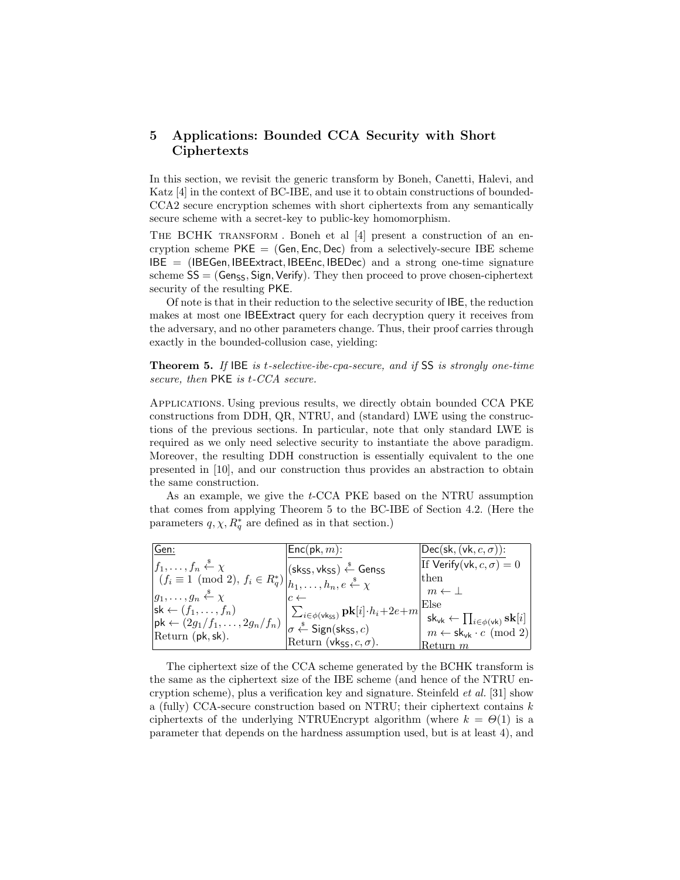## 5 Applications: Bounded CCA Security with Short Ciphertexts

In this section, we revisit the generic transform by Boneh, Canetti, Halevi, and Katz [4] in the context of BC-IBE, and use it to obtain constructions of bounded-CCA2 secure encryption schemes with short ciphertexts from any semantically secure scheme with a secret-key to public-key homomorphism.

The BCHK transform. Boneh et al [4] present a construction of an encryption scheme $\mathsf{PKE} = (\mathsf{Gen}, \mathsf{Enc}, \mathsf{Dec})$ from a selectively-secure IBE scheme $\mathsf{IBE} = (\mathsf{IBEGen}, \mathsf{IBEExtract}, \mathsf{IBEEnc}, \mathsf{IBEDec})$ and a strong one-time signature scheme $\mathsf{SS} = (\mathsf{Gen}_{\mathsf{SS}}, \mathsf{Sign}, \mathsf{Verify})$. They then proceed to prove chosen-ciphertext security of the resulting PKE.

Of note is that in their reduction to the selective security of IBE, the reduction makes at most one IBEExtract query for each decryption query it receives from the adversary, and no other parameters change. Thus, their proof carries through exactly in the bounded-collusion case, yielding:

**Theorem 5.** *If* IBE *is $t$-selective-ibe-cpa-secure, and if* SS *is strongly one-time secure, then* PKE *is $t$-CCA secure.*

Applications. Using previous results, we directly obtain bounded CCA PKE constructions from DDH, QR, NTRU, and (standard) LWE using the constructions of the previous sections. In particular, note that only standard LWE is required as we only need selective security to instantiate the above paradigm. Moreover, the resulting DDH construction is essentially equivalent to the one presented in [10], and our construction thus provides an abstraction to obtain the same construction.

As an example, we give the $t$-CCA PKE based on the NTRU assumption that comes from applying Theorem 5 to the BC-IBE of Section 4.2. (Here the parameters $q, \chi, R_q^*$ are defined as in that section.)

| Gen: | $\mathsf{Enc}(\mathsf{pk}, m)$: | $\mathsf{Dec}(\mathsf{sk}, (\mathsf{vk}, c, \sigma))$: |
|---|---|---|
| $f_1, \ldots, f_n \xleftarrow{\$} \chi$ $(f_i \equiv 1 \pmod 2),\ f_i \in R_q^*)$ $g_1, \ldots, g_n \xleftarrow{\$} \chi$ $\mathsf{sk} \leftarrow (f_1, \ldots, f_n)$ $\mathsf{pk} \leftarrow (2g_1/f_1, \ldots, 2g_n/f_n)$ Return $(\mathsf{pk}, \mathsf{sk})$. | $(\mathsf{sk}_{\mathsf{SS}}, \mathsf{vk}_{\mathsf{SS}}) \xleftarrow{\$} \mathsf{Gen}_{\mathsf{SS}}$ $h_1, \ldots, h_n, e \xleftarrow{\$} \chi$ $c \leftarrow \sum_{i \in \phi(\mathsf{vk}_{\mathsf{SS}})} \mathbf{pk}[i] \cdot h_i + 2e + m$ $\sigma \xleftarrow{\$} \mathsf{Sign}(\mathsf{sk}_{\mathsf{SS}}, c)$ Return $(\mathsf{vk}_{\mathsf{SS}}, c, \sigma)$. | If $\mathsf{Verify}(\mathsf{vk}, c, \sigma) = 0$ then $m \leftarrow \perp$ Else $\mathsf{sk}_{\mathsf{vk}} \leftarrow \prod_{i \in \phi(\mathsf{vk})} \mathbf{sk}[i]$ $m \leftarrow \mathsf{sk}_{\mathsf{vk}} \cdot c \pmod 2$ Return $m$ |

The ciphertext size of the CCA scheme generated by the BCHK transform is the same as the ciphertext size of the IBE scheme (and hence of the NTRU encryption scheme), plus a verification key and signature. Steinfeld *et al.* [31] show a (fully) CCA-secure construction based on NTRU; their ciphertext contains $k$ ciphertexts of the underlying NTRUEncrypt algorithm (where $k = \Theta(1)$ is a parameter that depends on the hardness assumption used, but is at least 4), and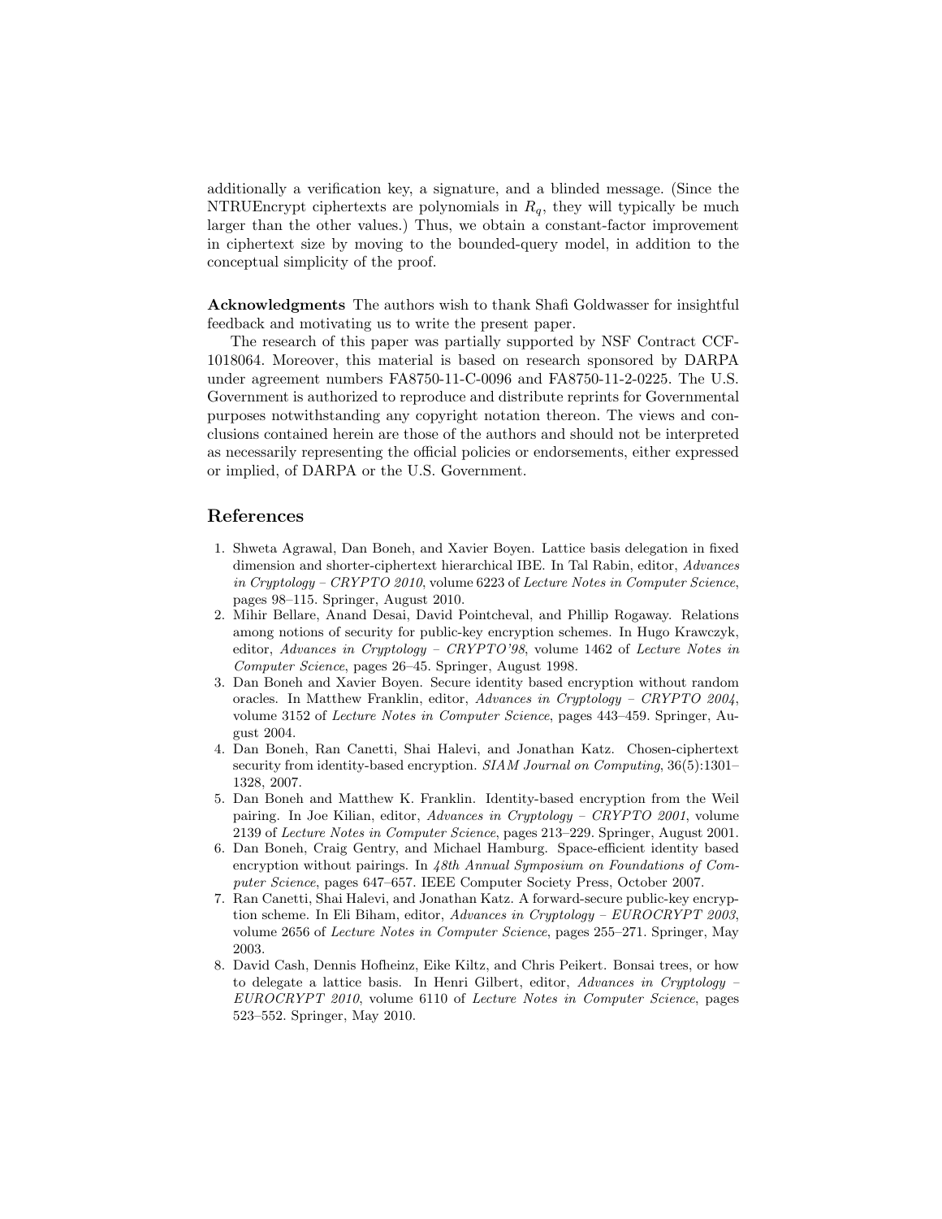additionally a verification key, a signature, and a blinded message. (Since the NTRUEncrypt ciphertexts are polynomials in $R_q$, they will typically be much larger than the other values.) Thus, we obtain a constant-factor improvement in ciphertext size by moving to the bounded-query model, in addition to the conceptual simplicity of the proof.

**Acknowledgments** The authors wish to thank Shafi Goldwasser for insightful feedback and motivating us to write the present paper.

The research of this paper was partially supported by NSF Contract CCF-1018064. Moreover, this material is based on research sponsored by DARPA under agreement numbers FA8750-11-C-0096 and FA8750-11-2-0225. The U.S. Government is authorized to reproduce and distribute reprints for Governmental purposes notwithstanding any copyright notation thereon. The views and conclusions contained herein are those of the authors and should not be interpreted as necessarily representing the official policies or endorsements, either expressed or implied, of DARPA or the U.S. Government.

## References

1. Shweta Agrawal, Dan Boneh, and Xavier Boyen. Lattice basis delegation in fixed dimension and shorter-ciphertext hierarchical IBE. In Tal Rabin, editor, *Advances in Cryptology – CRYPTO 2010*, volume 6223 of *Lecture Notes in Computer Science*, pages 98–115. Springer, August 2010.
2. Mihir Bellare, Anand Desai, David Pointcheval, and Phillip Rogaway. Relations among notions of security for public-key encryption schemes. In Hugo Krawczyk, editor, *Advances in Cryptology – CRYPTO'98*, volume 1462 of *Lecture Notes in Computer Science*, pages 26–45. Springer, August 1998.
3. Dan Boneh and Xavier Boyen. Secure identity based encryption without random oracles. In Matthew Franklin, editor, *Advances in Cryptology – CRYPTO 2004*, volume 3152 of *Lecture Notes in Computer Science*, pages 443–459. Springer, August 2004.
4. Dan Boneh, Ran Canetti, Shai Halevi, and Jonathan Katz. Chosen-ciphertext security from identity-based encryption. *SIAM Journal on Computing*, 36(5):1301–1328, 2007.
5. Dan Boneh and Matthew K. Franklin. Identity-based encryption from the Weil pairing. In Joe Kilian, editor, *Advances in Cryptology – CRYPTO 2001*, volume 2139 of *Lecture Notes in Computer Science*, pages 213–229. Springer, August 2001.
6. Dan Boneh, Craig Gentry, and Michael Hamburg. Space-efficient identity based encryption without pairings. In *48th Annual Symposium on Foundations of Computer Science*, pages 647–657. IEEE Computer Society Press, October 2007.
7. Ran Canetti, Shai Halevi, and Jonathan Katz. A forward-secure public-key encryption scheme. In Eli Biham, editor, *Advances in Cryptology – EUROCRYPT 2003*, volume 2656 of *Lecture Notes in Computer Science*, pages 255–271. Springer, May 2003.
8. David Cash, Dennis Hofheinz, Eike Kiltz, and Chris Peikert. Bonsai trees, or how to delegate a lattice basis. In Henri Gilbert, editor, *Advances in Cryptology – EUROCRYPT 2010*, volume 6110 of *Lecture Notes in Computer Science*, pages 523–552. Springer, May 2010.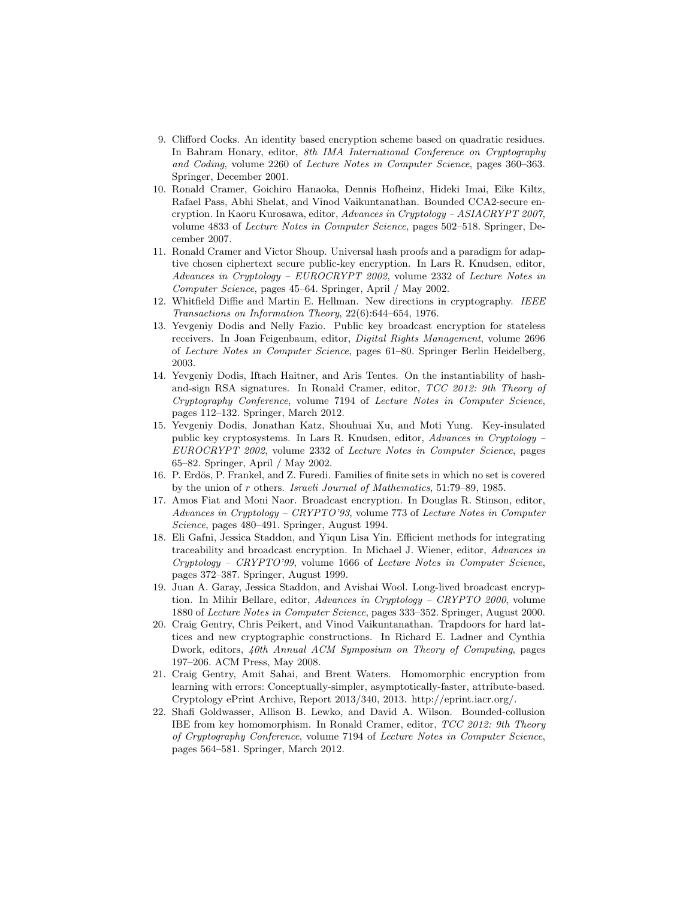9. Clifford Cocks. An identity based encryption scheme based on quadratic residues. In Bahram Honary, editor, *8th IMA International Conference on Cryptography and Coding*, volume 2260 of *Lecture Notes in Computer Science*, pages 360–363. Springer, December 2001.
10. Ronald Cramer, Goichiro Hanaoka, Dennis Hofheinz, Hideki Imai, Eike Kiltz, Rafael Pass, Abhi Shelat, and Vinod Vaikuntanathan. Bounded CCA2-secure encryption. In Kaoru Kurosawa, editor, *Advances in Cryptology – ASIACRYPT 2007*, volume 4833 of *Lecture Notes in Computer Science*, pages 502–518. Springer, December 2007.
11. Ronald Cramer and Victor Shoup. Universal hash proofs and a paradigm for adaptive chosen ciphertext secure public-key encryption. In Lars R. Knudsen, editor, *Advances in Cryptology – EUROCRYPT 2002*, volume 2332 of *Lecture Notes in Computer Science*, pages 45–64. Springer, April / May 2002.
12. Whitfield Diffie and Martin E. Hellman. New directions in cryptography. *IEEE Transactions on Information Theory*, 22(6):644–654, 1976.
13. Yevgeniy Dodis and Nelly Fazio. Public key broadcast encryption for stateless receivers. In Joan Feigenbaum, editor, *Digital Rights Management*, volume 2696 of *Lecture Notes in Computer Science*, pages 61–80. Springer Berlin Heidelberg, 2003.
14. Yevgeniy Dodis, Iftach Haitner, and Aris Tentes. On the instantiability of hash-and-sign RSA signatures. In Ronald Cramer, editor, *TCC 2012: 9th Theory of Cryptography Conference*, volume 7194 of *Lecture Notes in Computer Science*, pages 112–132. Springer, March 2012.
15. Yevgeniy Dodis, Jonathan Katz, Shouhuai Xu, and Moti Yung. Key-insulated public key cryptosystems. In Lars R. Knudsen, editor, *Advances in Cryptology – EUROCRYPT 2002*, volume 2332 of *Lecture Notes in Computer Science*, pages 65–82. Springer, April / May 2002.
16. P. Erdös, P. Frankel, and Z. Furedi. Families of finite sets in which no set is covered by the union of $r$ others. *Israeli Journal of Mathematics*, 51:79–89, 1985.
17. Amos Fiat and Moni Naor. Broadcast encryption. In Douglas R. Stinson, editor, *Advances in Cryptology – CRYPTO'93*, volume 773 of *Lecture Notes in Computer Science*, pages 480–491. Springer, August 1994.
18. Eli Gafni, Jessica Staddon, and Yiqun Lisa Yin. Efficient methods for integrating traceability and broadcast encryption. In Michael J. Wiener, editor, *Advances in Cryptology – CRYPTO'99*, volume 1666 of *Lecture Notes in Computer Science*, pages 372–387. Springer, August 1999.
19. Juan A. Garay, Jessica Staddon, and Avishai Wool. Long-lived broadcast encryption. In Mihir Bellare, editor, *Advances in Cryptology – CRYPTO 2000*, volume 1880 of *Lecture Notes in Computer Science*, pages 333–352. Springer, August 2000.
20. Craig Gentry, Chris Peikert, and Vinod Vaikuntanathan. Trapdoors for hard lattices and new cryptographic constructions. In Richard E. Ladner and Cynthia Dwork, editors, *40th Annual ACM Symposium on Theory of Computing*, pages 197–206. ACM Press, May 2008.
21. Craig Gentry, Amit Sahai, and Brent Waters. Homomorphic encryption from learning with errors: Conceptually-simpler, asymptotically-faster, attribute-based. Cryptology ePrint Archive, Report 2013/340, 2013. http://eprint.iacr.org/.
22. Shafi Goldwasser, Allison B. Lewko, and David A. Wilson. Bounded-collusion IBE from key homomorphism. In Ronald Cramer, editor, *TCC 2012: 9th Theory of Cryptography Conference*, volume 7194 of *Lecture Notes in Computer Science*, pages 564–581. Springer, March 2012.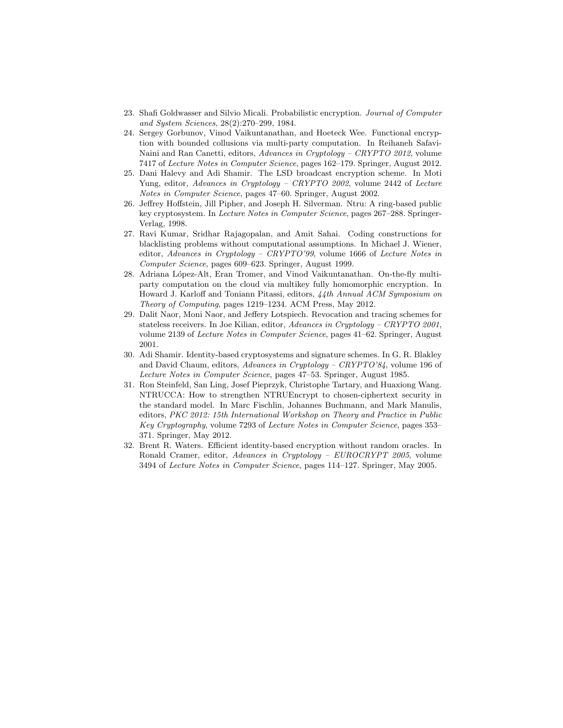23. Shafi Goldwasser and Silvio Micali. Probabilistic encryption. *Journal of Computer and System Sciences*, 28(2):270–299, 1984.
24. Sergey Gorbunov, Vinod Vaikuntanathan, and Hoeteck Wee. Functional encryption with bounded collusions via multi-party computation. In Reihaneh Safavi-Naini and Ran Canetti, editors, *Advances in Cryptology – CRYPTO 2012*, volume 7417 of *Lecture Notes in Computer Science*, pages 162–179. Springer, August 2012.
25. Dani Halevy and Adi Shamir. The LSD broadcast encryption scheme. In Moti Yung, editor, *Advances in Cryptology – CRYPTO 2002*, volume 2442 of *Lecture Notes in Computer Science*, pages 47–60. Springer, August 2002.
26. Jeffrey Hoffstein, Jill Pipher, and Joseph H. Silverman. Ntru: A ring-based public key cryptosystem. In *Lecture Notes in Computer Science*, pages 267–288. Springer-Verlag, 1998.
27. Ravi Kumar, Sridhar Rajagopalan, and Amit Sahai. Coding constructions for blacklisting problems without computational assumptions. In Michael J. Wiener, editor, *Advances in Cryptology – CRYPTO'99*, volume 1666 of *Lecture Notes in Computer Science*, pages 609–623. Springer, August 1999.
28. Adriana López-Alt, Eran Tromer, and Vinod Vaikuntanathan. On-the-fly multiparty computation on the cloud via multikey fully homomorphic encryption. In Howard J. Karloff and Toniann Pitassi, editors, *44th Annual ACM Symposium on Theory of Computing*, pages 1219–1234. ACM Press, May 2012.
29. Dalit Naor, Moni Naor, and Jeffery Lotspiech. Revocation and tracing schemes for stateless receivers. In Joe Kilian, editor, *Advances in Cryptology – CRYPTO 2001*, volume 2139 of *Lecture Notes in Computer Science*, pages 41–62. Springer, August 2001.
30. Adi Shamir. Identity-based cryptosystems and signature schemes. In G. R. Blakley and David Chaum, editors, *Advances in Cryptology – CRYPTO'84*, volume 196 of *Lecture Notes in Computer Science*, pages 47–53. Springer, August 1985.
31. Ron Steinfeld, San Ling, Josef Pieprzyk, Christophe Tartary, and Huaxiong Wang. NTRUCCA: How to strengthen NTRUEncrypt to chosen-ciphertext security in the standard model. In Marc Fischlin, Johannes Buchmann, and Mark Manulis, editors, *PKC 2012: 15th International Workshop on Theory and Practice in Public Key Cryptography*, volume 7293 of *Lecture Notes in Computer Science*, pages 353–371. Springer, May 2012.
32. Brent R. Waters. Efficient identity-based encryption without random oracles. In Ronald Cramer, editor, *Advances in Cryptology – EUROCRYPT 2005*, volume 3494 of *Lecture Notes in Computer Science*, pages 114–127. Springer, May 2005.